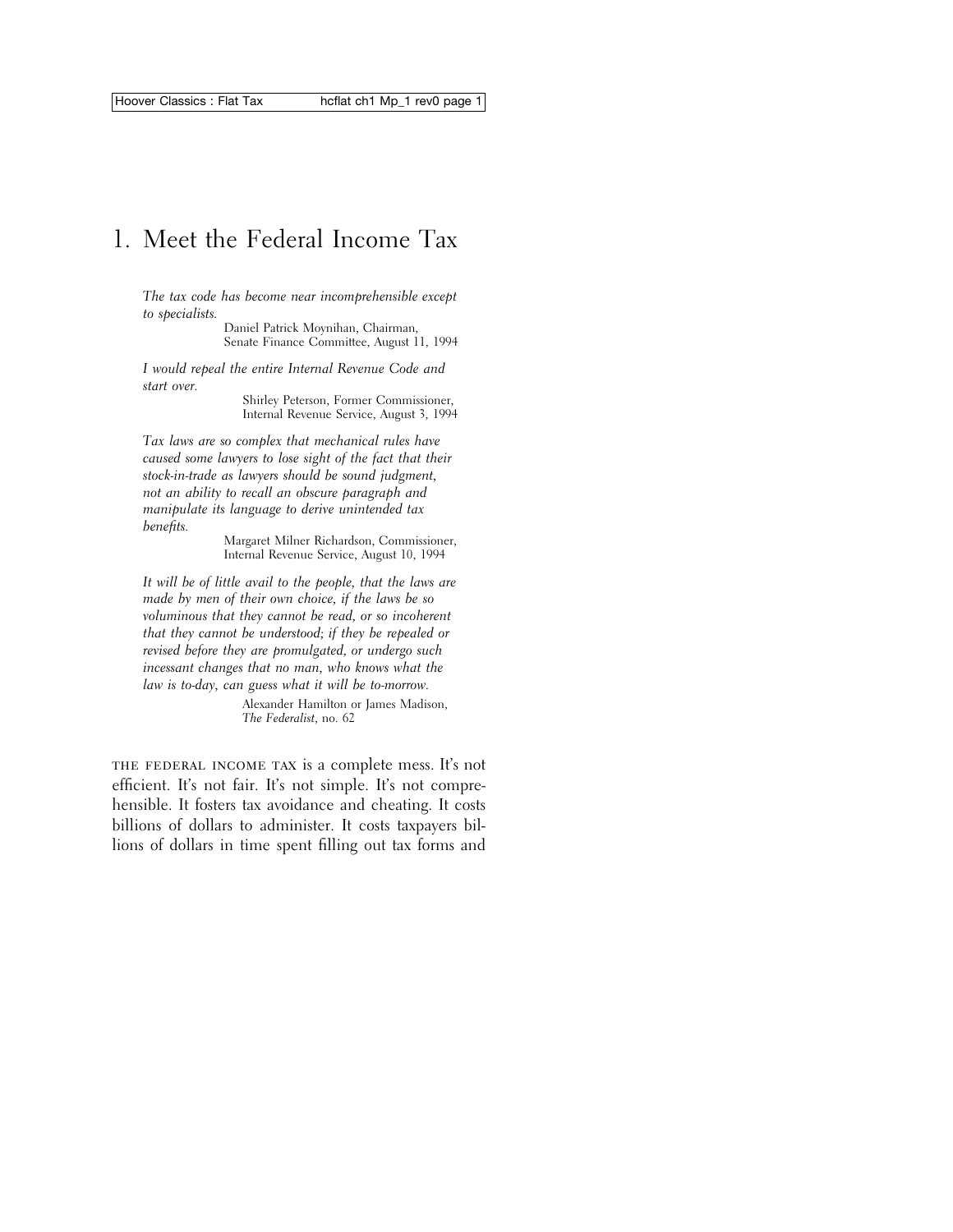# 1. Meet the Federal Income Tax

> *The tax code has become near incomprehensible except to specialists.*
>
> Daniel Patrick Moynihan, Chairman, Senate Finance Committee, August 11, 1994

> *I would repeal the entire Internal Revenue Code and start over.*
>
> Shirley Peterson, Former Commissioner, Internal Revenue Service, August 3, 1994

> *Tax laws are so complex that mechanical rules have caused some lawyers to lose sight of the fact that their stock-in-trade as lawyers should be sound judgment, not an ability to recall an obscure paragraph and manipulate its language to derive unintended tax benefits.*
>
> Margaret Milner Richardson, Commissioner, Internal Revenue Service, August 10, 1994

> *It will be of little avail to the people, that the laws are made by men of their own choice, if the laws be so voluminous that they cannot be read, or so incoherent that they cannot be understood; if they be repealed or revised before they are promulgated, or undergo such incessant changes that no man, who knows what the law is to-day, can guess what it will be to-morrow.*
>
> Alexander Hamilton or James Madison, *The Federalist*, no. 62

THE FEDERAL INCOME TAX is a complete mess. It's not efficient. It's not fair. It's not simple. It's not comprehensible. It fosters tax avoidance and cheating. It costs billions of dollars to administer. It costs taxpayers billions of dollars in time spent filling out tax forms and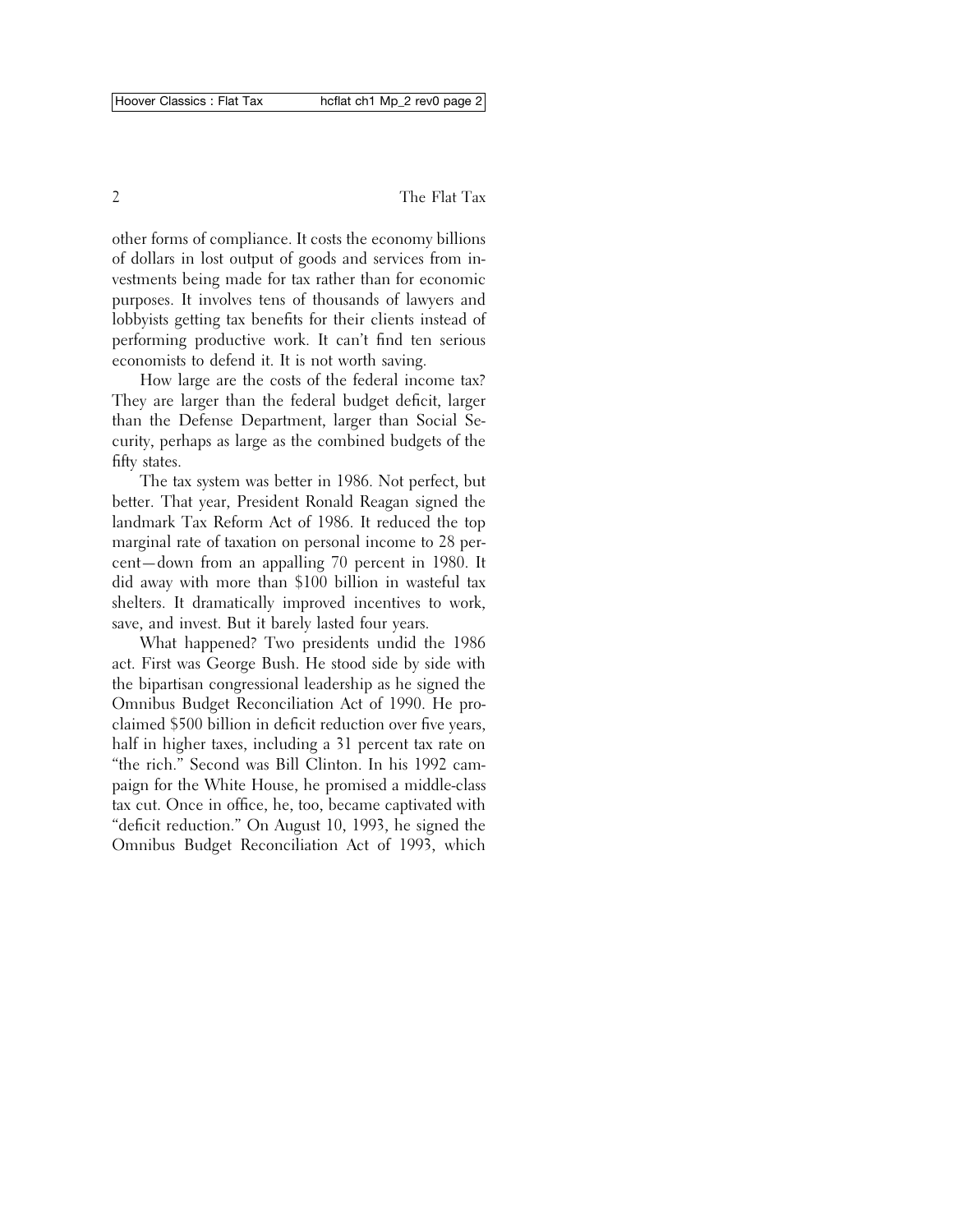other forms of compliance. It costs the economy billions of dollars in lost output of goods and services from investments being made for tax rather than for economic purposes. It involves tens of thousands of lawyers and lobbyists getting tax benefits for their clients instead of performing productive work. It can't find ten serious economists to defend it. It is not worth saving.

How large are the costs of the federal income tax? They are larger than the federal budget deficit, larger than the Defense Department, larger than Social Security, perhaps as large as the combined budgets of the fifty states.

The tax system was better in 1986. Not perfect, but better. That year, President Ronald Reagan signed the landmark Tax Reform Act of 1986. It reduced the top marginal rate of taxation on personal income to 28 percent—down from an appalling 70 percent in 1980. It did away with more than $100 billion in wasteful tax shelters. It dramatically improved incentives to work, save, and invest. But it barely lasted four years.

What happened? Two presidents undid the 1986 act. First was George Bush. He stood side by side with the bipartisan congressional leadership as he signed the Omnibus Budget Reconciliation Act of 1990. He proclaimed $500 billion in deficit reduction over five years, half in higher taxes, including a 31 percent tax rate on "the rich." Second was Bill Clinton. In his 1992 campaign for the White House, he promised a middle-class tax cut. Once in office, he, too, became captivated with "deficit reduction." On August 10, 1993, he signed the Omnibus Budget Reconciliation Act of 1993, which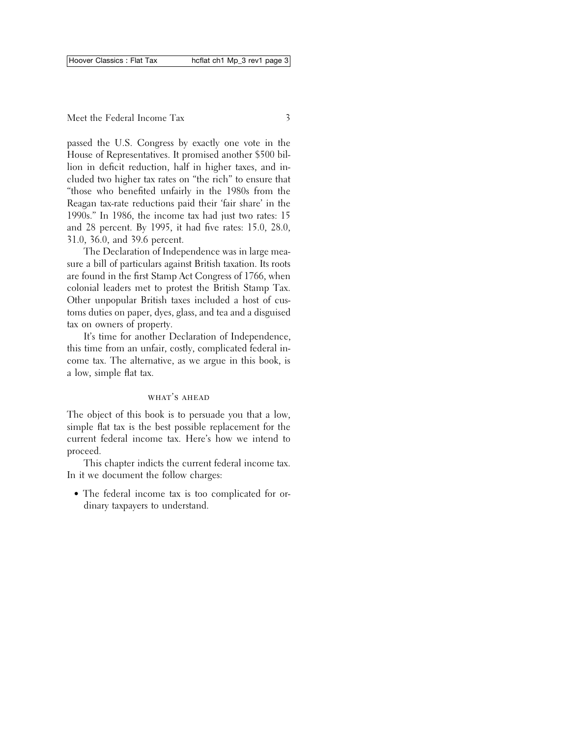passed the U.S. Congress by exactly one vote in the House of Representatives. It promised another $500 billion in deficit reduction, half in higher taxes, and included two higher tax rates on "the rich" to ensure that "those who benefited unfairly in the 1980s from the Reagan tax-rate reductions paid their 'fair share' in the 1990s." In 1986, the income tax had just two rates: 15 and 28 percent. By 1995, it had five rates: 15.0, 28.0, 31.0, 36.0, and 39.6 percent.

The Declaration of Independence was in large measure a bill of particulars against British taxation. Its roots are found in the first Stamp Act Congress of 1766, when colonial leaders met to protest the British Stamp Tax. Other unpopular British taxes included a host of customs duties on paper, dyes, glass, and tea and a disguised tax on owners of property.

It's time for another Declaration of Independence, this time from an unfair, costly, complicated federal income tax. The alternative, as we argue in this book, is a low, simple flat tax.

## WHAT'S AHEAD

The object of this book is to persuade you that a low, simple flat tax is the best possible replacement for the current federal income tax. Here's how we intend to proceed.

This chapter indicts the current federal income tax. In it we document the follow charges:

- The federal income tax is too complicated for ordinary taxpayers to understand.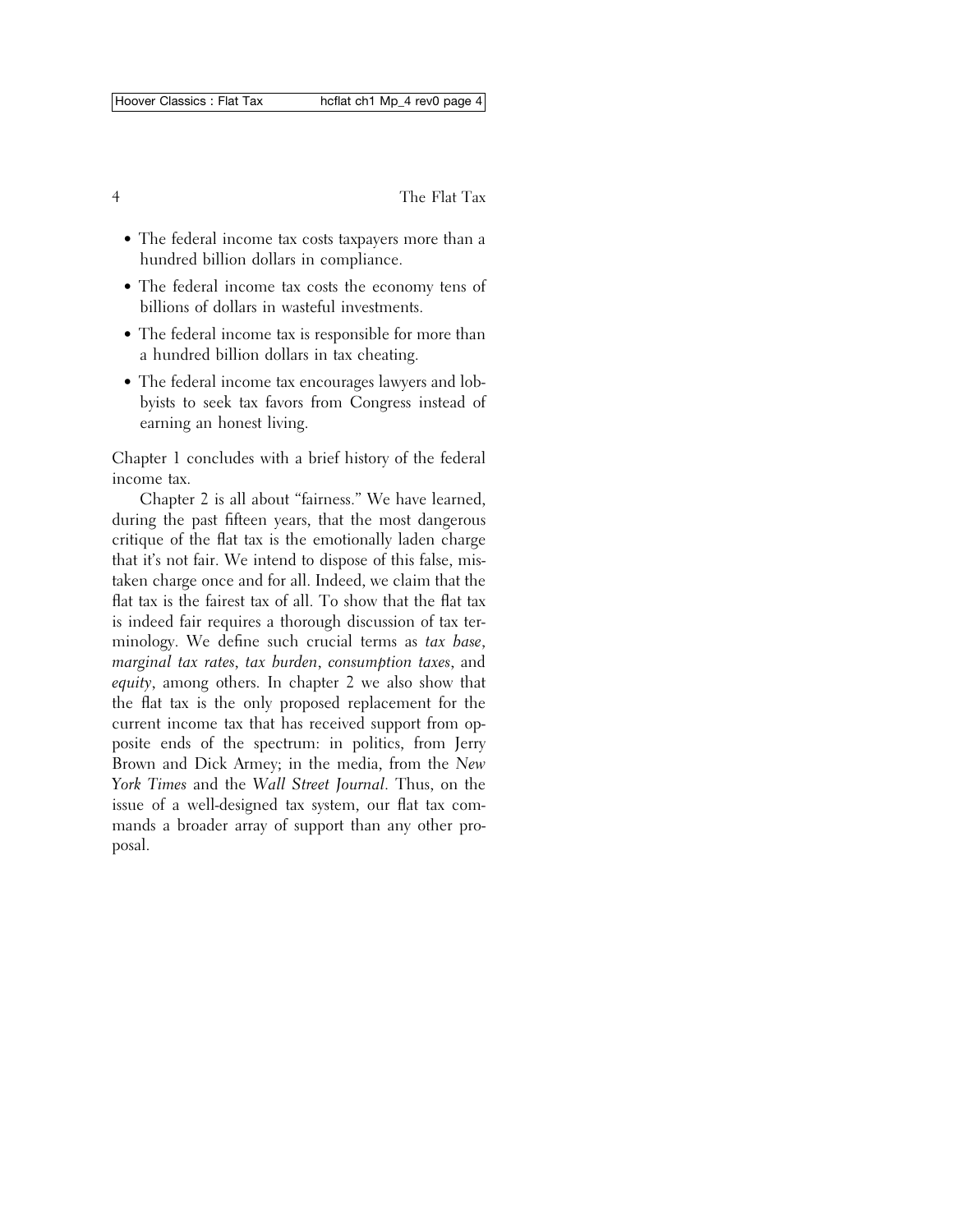- The federal income tax costs taxpayers more than a hundred billion dollars in compliance.
- The federal income tax costs the economy tens of billions of dollars in wasteful investments.
- The federal income tax is responsible for more than a hundred billion dollars in tax cheating.
- The federal income tax encourages lawyers and lobbyists to seek tax favors from Congress instead of earning an honest living.

Chapter 1 concludes with a brief history of the federal income tax.

Chapter 2 is all about "fairness." We have learned, during the past fifteen years, that the most dangerous critique of the flat tax is the emotionally laden charge that it's not fair. We intend to dispose of this false, mistaken charge once and for all. Indeed, we claim that the flat tax is the fairest tax of all. To show that the flat tax is indeed fair requires a thorough discussion of tax terminology. We define such crucial terms as *tax base*, *marginal tax rates*, *tax burden*, *consumption taxes*, and *equity*, among others. In chapter 2 we also show that the flat tax is the only proposed replacement for the current income tax that has received support from opposite ends of the spectrum: in politics, from Jerry Brown and Dick Armey; in the media, from the *New York Times* and the *Wall Street Journal*. Thus, on the issue of a well-designed tax system, our flat tax commands a broader array of support than any other proposal.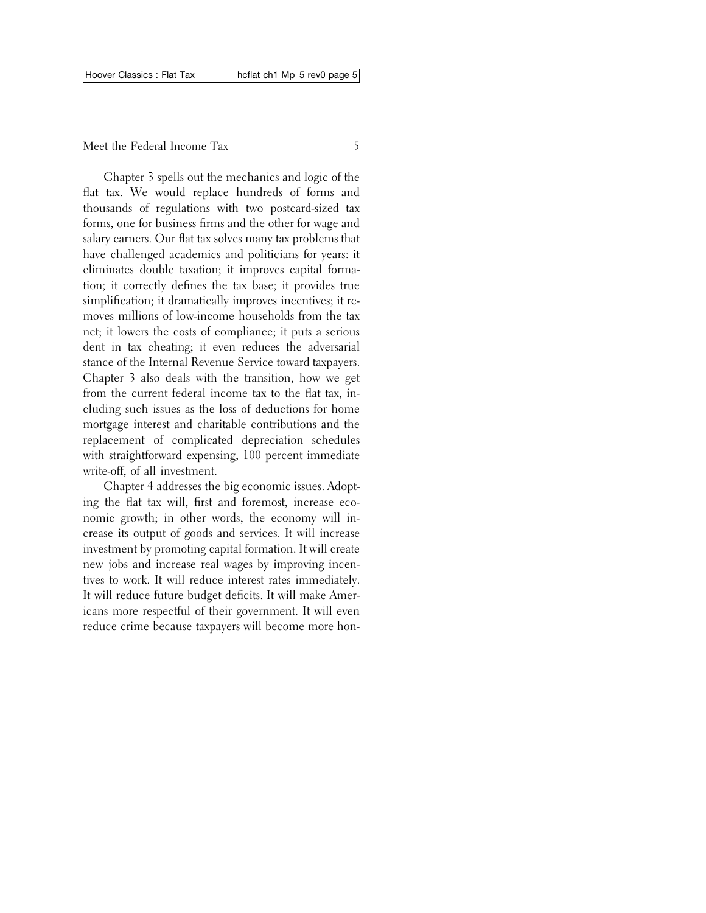Chapter 3 spells out the mechanics and logic of the flat tax. We would replace hundreds of forms and thousands of regulations with two postcard-sized tax forms, one for business firms and the other for wage and salary earners. Our flat tax solves many tax problems that have challenged academics and politicians for years: it eliminates double taxation; it improves capital formation; it correctly defines the tax base; it provides true simplification; it dramatically improves incentives; it removes millions of low-income households from the tax net; it lowers the costs of compliance; it puts a serious dent in tax cheating; it even reduces the adversarial stance of the Internal Revenue Service toward taxpayers. Chapter 3 also deals with the transition, how we get from the current federal income tax to the flat tax, including such issues as the loss of deductions for home mortgage interest and charitable contributions and the replacement of complicated depreciation schedules with straightforward expensing, 100 percent immediate write-off, of all investment.

Chapter 4 addresses the big economic issues. Adopting the flat tax will, first and foremost, increase economic growth; in other words, the economy will increase its output of goods and services. It will increase investment by promoting capital formation. It will create new jobs and increase real wages by improving incentives to work. It will reduce interest rates immediately. It will reduce future budget deficits. It will make Americans more respectful of their government. It will even reduce crime because taxpayers will become more hon-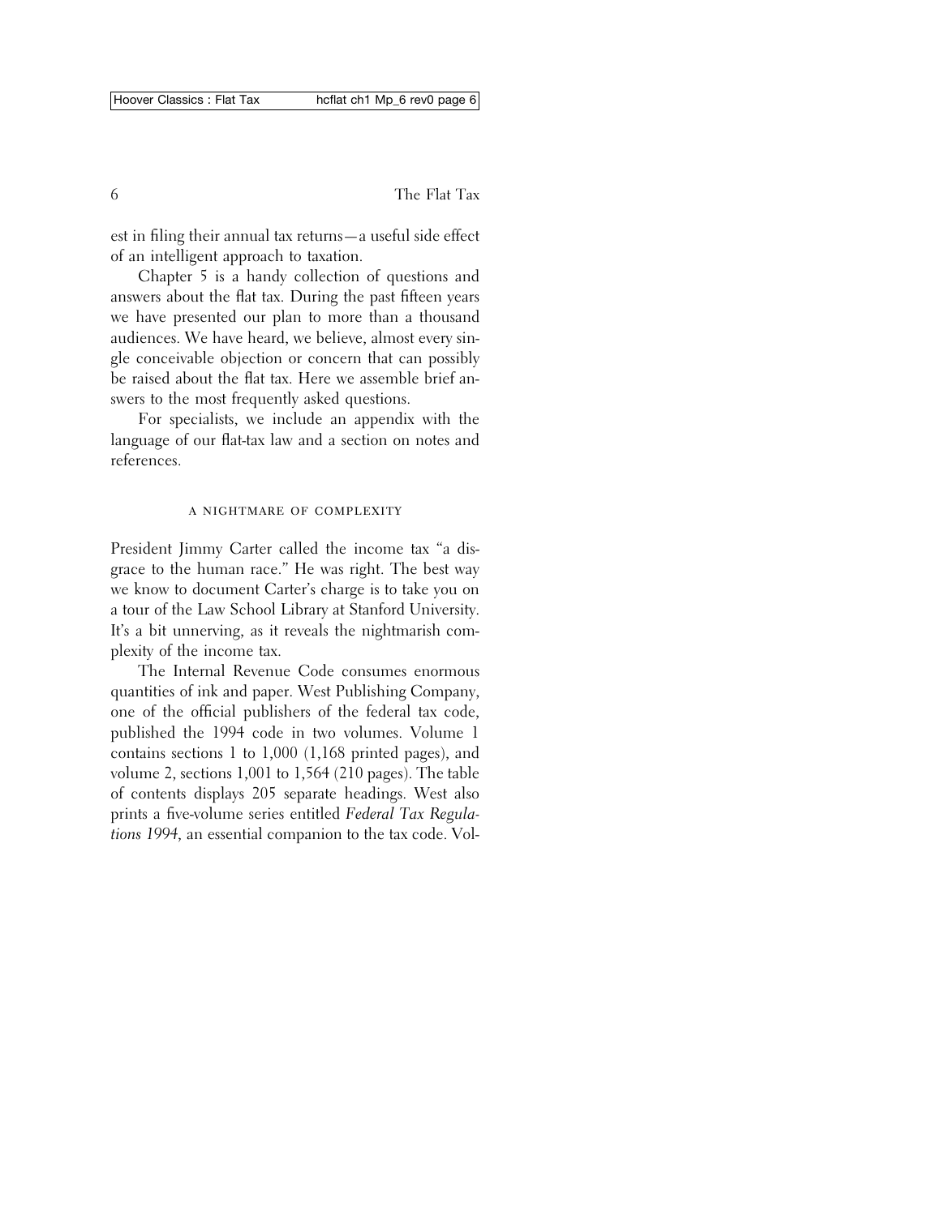est in filing their annual tax returns—a useful side effect of an intelligent approach to taxation.

Chapter 5 is a handy collection of questions and answers about the flat tax. During the past fifteen years we have presented our plan to more than a thousand audiences. We have heard, we believe, almost every single conceivable objection or concern that can possibly be raised about the flat tax. Here we assemble brief answers to the most frequently asked questions.

For specialists, we include an appendix with the language of our flat-tax law and a section on notes and references.

## A NIGHTMARE OF COMPLEXITY

President Jimmy Carter called the income tax "a disgrace to the human race." He was right. The best way we know to document Carter's charge is to take you on a tour of the Law School Library at Stanford University. It's a bit unnerving, as it reveals the nightmarish complexity of the income tax.

The Internal Revenue Code consumes enormous quantities of ink and paper. West Publishing Company, one of the official publishers of the federal tax code, published the 1994 code in two volumes. Volume 1 contains sections 1 to 1,000 (1,168 printed pages), and volume 2, sections 1,001 to 1,564 (210 pages). The table of contents displays 205 separate headings. West also prints a five-volume series entitled *Federal Tax Regulations 1994*, an essential companion to the tax code. Vol-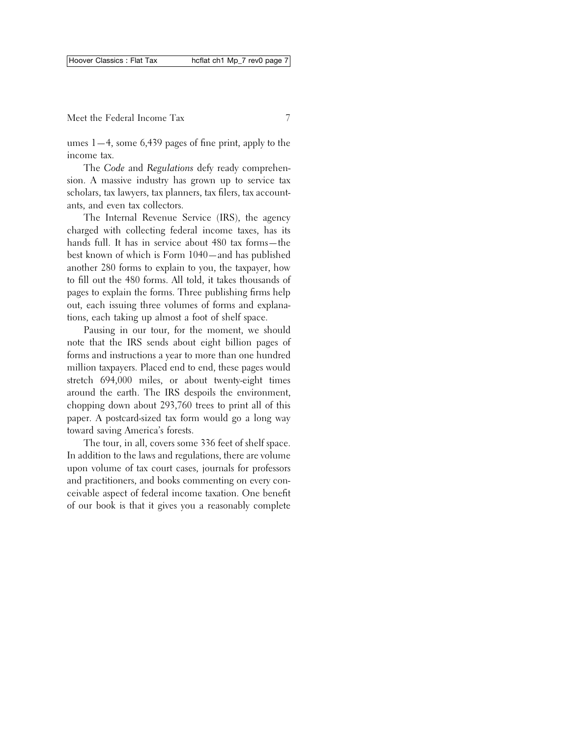umes 1—4, some 6,439 pages of fine print, apply to the income tax.

The *Code* and *Regulations* defy ready comprehension. A massive industry has grown up to service tax scholars, tax lawyers, tax planners, tax filers, tax accountants, and even tax collectors.

The Internal Revenue Service (IRS), the agency charged with collecting federal income taxes, has its hands full. It has in service about 480 tax forms—the best known of which is Form 1040—and has published another 280 forms to explain to you, the taxpayer, how to fill out the 480 forms. All told, it takes thousands of pages to explain the forms. Three publishing firms help out, each issuing three volumes of forms and explanations, each taking up almost a foot of shelf space.

Pausing in our tour, for the moment, we should note that the IRS sends about eight billion pages of forms and instructions a year to more than one hundred million taxpayers. Placed end to end, these pages would stretch 694,000 miles, or about twenty-eight times around the earth. The IRS despoils the environment, chopping down about 293,760 trees to print all of this paper. A postcard-sized tax form would go a long way toward saving America's forests.

The tour, in all, covers some 336 feet of shelf space. In addition to the laws and regulations, there are volume upon volume of tax court cases, journals for professors and practitioners, and books commenting on every conceivable aspect of federal income taxation. One benefit of our book is that it gives you a reasonably complete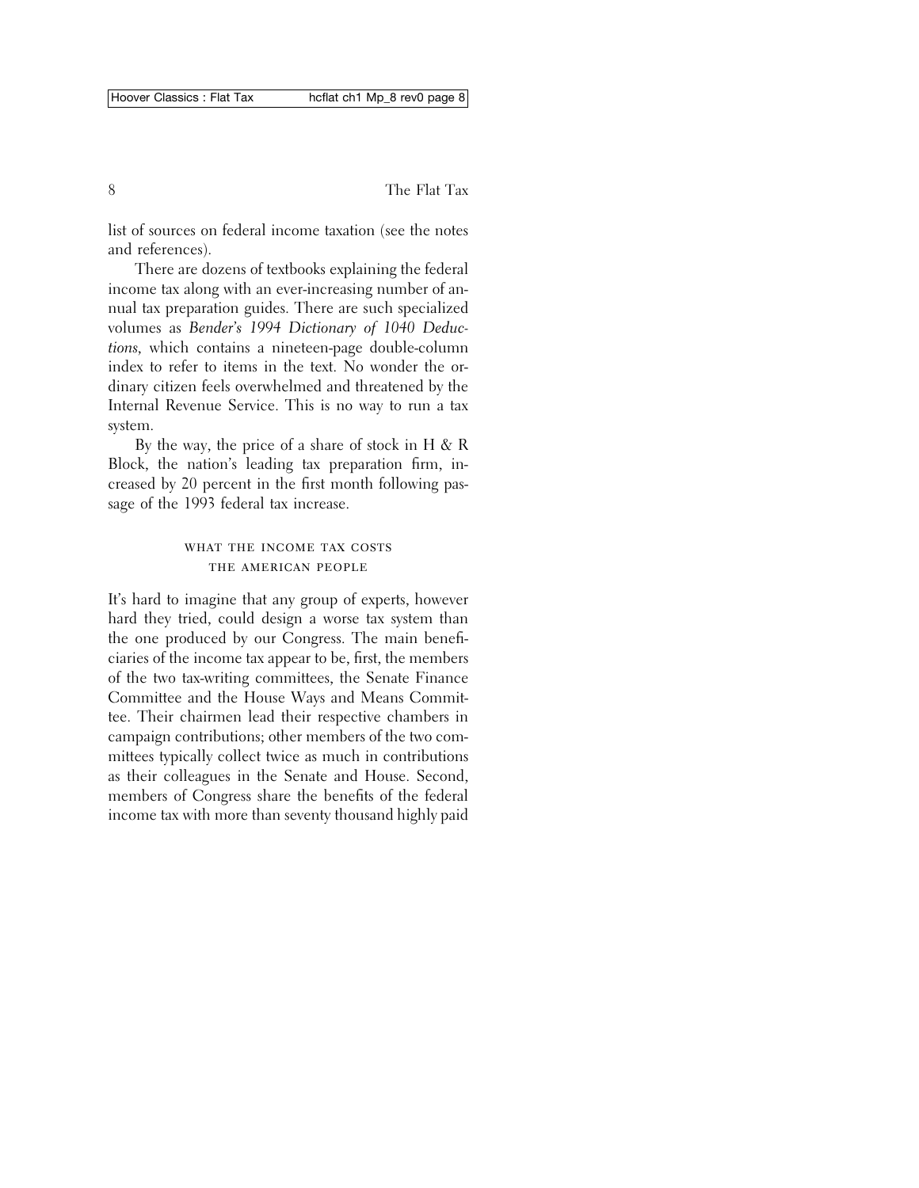list of sources on federal income taxation (see the notes and references).

There are dozens of textbooks explaining the federal income tax along with an ever-increasing number of annual tax preparation guides. There are such specialized volumes as *Bender's 1994 Dictionary of 1040 Deductions*, which contains a nineteen-page double-column index to refer to items in the text. No wonder the ordinary citizen feels overwhelmed and threatened by the Internal Revenue Service. This is no way to run a tax system.

By the way, the price of a share of stock in H & R Block, the nation's leading tax preparation firm, increased by 20 percent in the first month following passage of the 1993 federal tax increase.

## WHAT THE INCOME TAX COSTS THE AMERICAN PEOPLE

It's hard to imagine that any group of experts, however hard they tried, could design a worse tax system than the one produced by our Congress. The main beneficiaries of the income tax appear to be, first, the members of the two tax-writing committees, the Senate Finance Committee and the House Ways and Means Committee. Their chairmen lead their respective chambers in campaign contributions; other members of the two committees typically collect twice as much in contributions as their colleagues in the Senate and House. Second, members of Congress share the benefits of the federal income tax with more than seventy thousand highly paid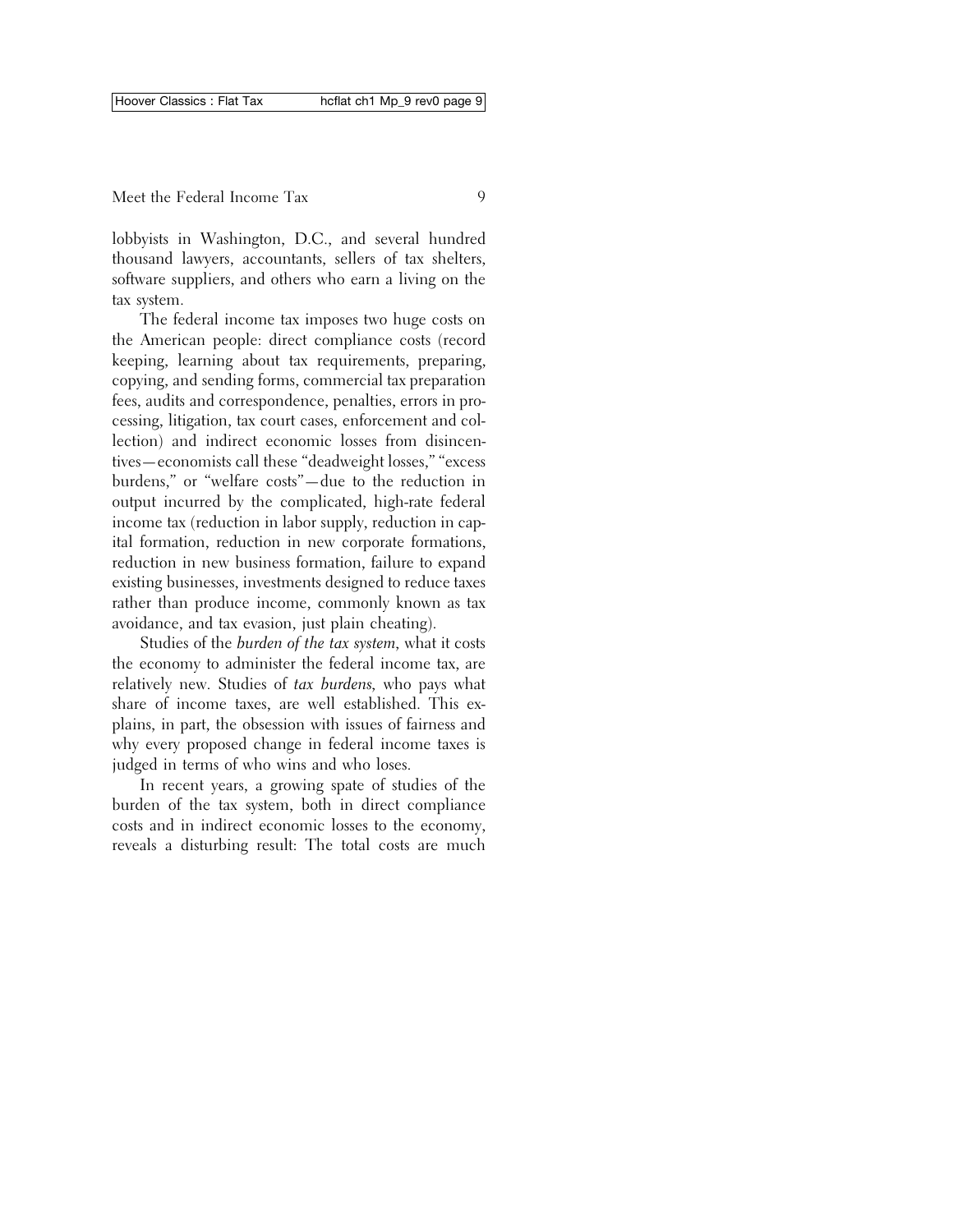lobbyists in Washington, D.C., and several hundred thousand lawyers, accountants, sellers of tax shelters, software suppliers, and others who earn a living on the tax system.

The federal income tax imposes two huge costs on the American people: direct compliance costs (record keeping, learning about tax requirements, preparing, copying, and sending forms, commercial tax preparation fees, audits and correspondence, penalties, errors in processing, litigation, tax court cases, enforcement and collection) and indirect economic losses from disincentives—economists call these "deadweight losses," "excess burdens," or "welfare costs"—due to the reduction in output incurred by the complicated, high-rate federal income tax (reduction in labor supply, reduction in capital formation, reduction in new corporate formations, reduction in new business formation, failure to expand existing businesses, investments designed to reduce taxes rather than produce income, commonly known as tax avoidance, and tax evasion, just plain cheating).

Studies of the *burden of the tax system*, what it costs the economy to administer the federal income tax, are relatively new. Studies of *tax burdens*, who pays what share of income taxes, are well established. This explains, in part, the obsession with issues of fairness and why every proposed change in federal income taxes is judged in terms of who wins and who loses.

In recent years, a growing spate of studies of the burden of the tax system, both in direct compliance costs and in indirect economic losses to the economy, reveals a disturbing result: The total costs are much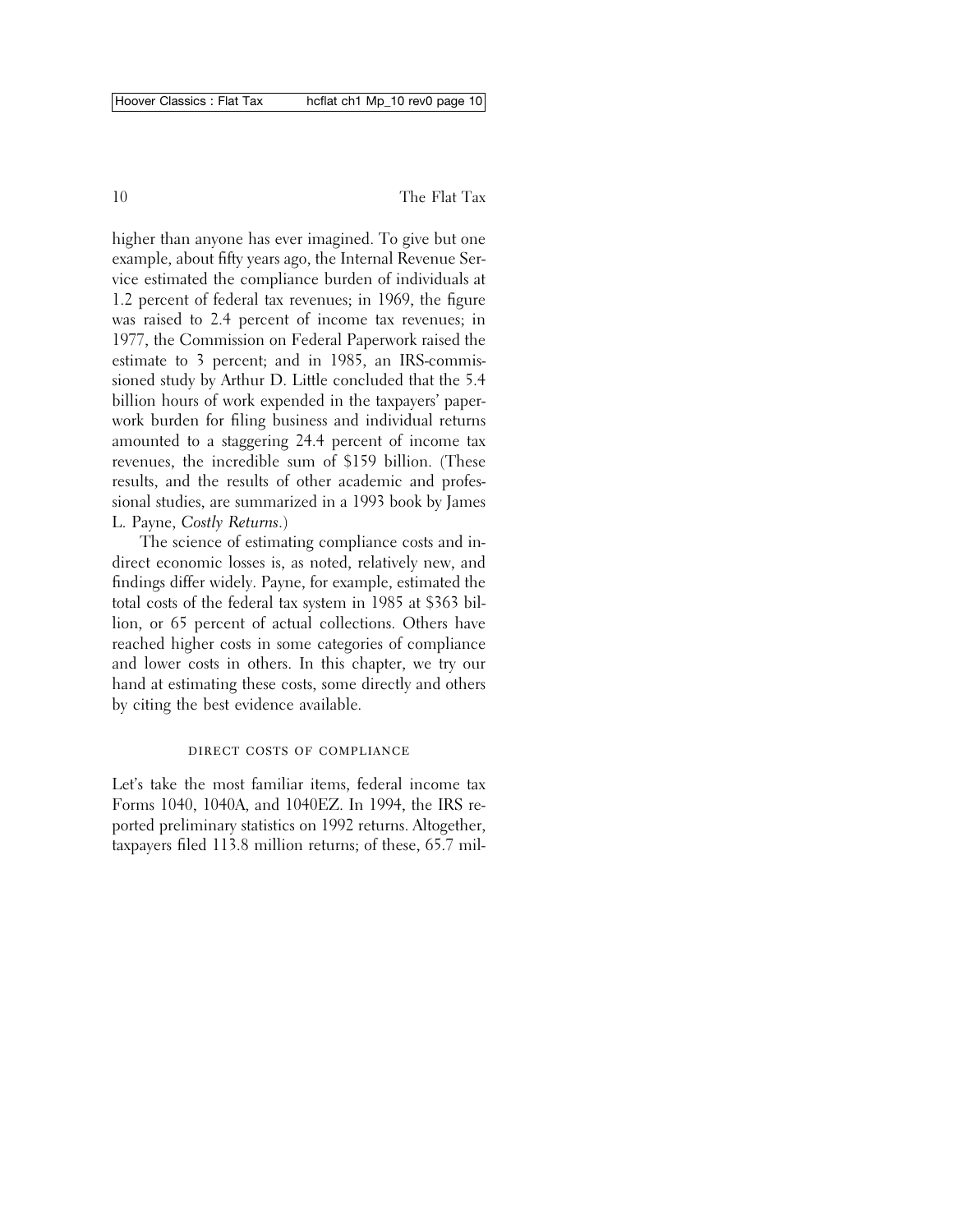higher than anyone has ever imagined. To give but one example, about fifty years ago, the Internal Revenue Service estimated the compliance burden of individuals at 1.2 percent of federal tax revenues; in 1969, the figure was raised to 2.4 percent of income tax revenues; in 1977, the Commission on Federal Paperwork raised the estimate to 3 percent; and in 1985, an IRS-commissioned study by Arthur D. Little concluded that the 5.4 billion hours of work expended in the taxpayers' paperwork burden for filing business and individual returns amounted to a staggering 24.4 percent of income tax revenues, the incredible sum of $159 billion. (These results, and the results of other academic and professional studies, are summarized in a 1993 book by James L. Payne, *Costly Returns*.)

The science of estimating compliance costs and indirect economic losses is, as noted, relatively new, and findings differ widely. Payne, for example, estimated the total costs of the federal tax system in 1985 at $363 billion, or 65 percent of actual collections. Others have reached higher costs in some categories of compliance and lower costs in others. In this chapter, we try our hand at estimating these costs, some directly and others by citing the best evidence available.

## DIRECT COSTS OF COMPLIANCE

Let's take the most familiar items, federal income tax Forms 1040, 1040A, and 1040EZ. In 1994, the IRS reported preliminary statistics on 1992 returns. Altogether, taxpayers filed 113.8 million returns; of these, 65.7 mil-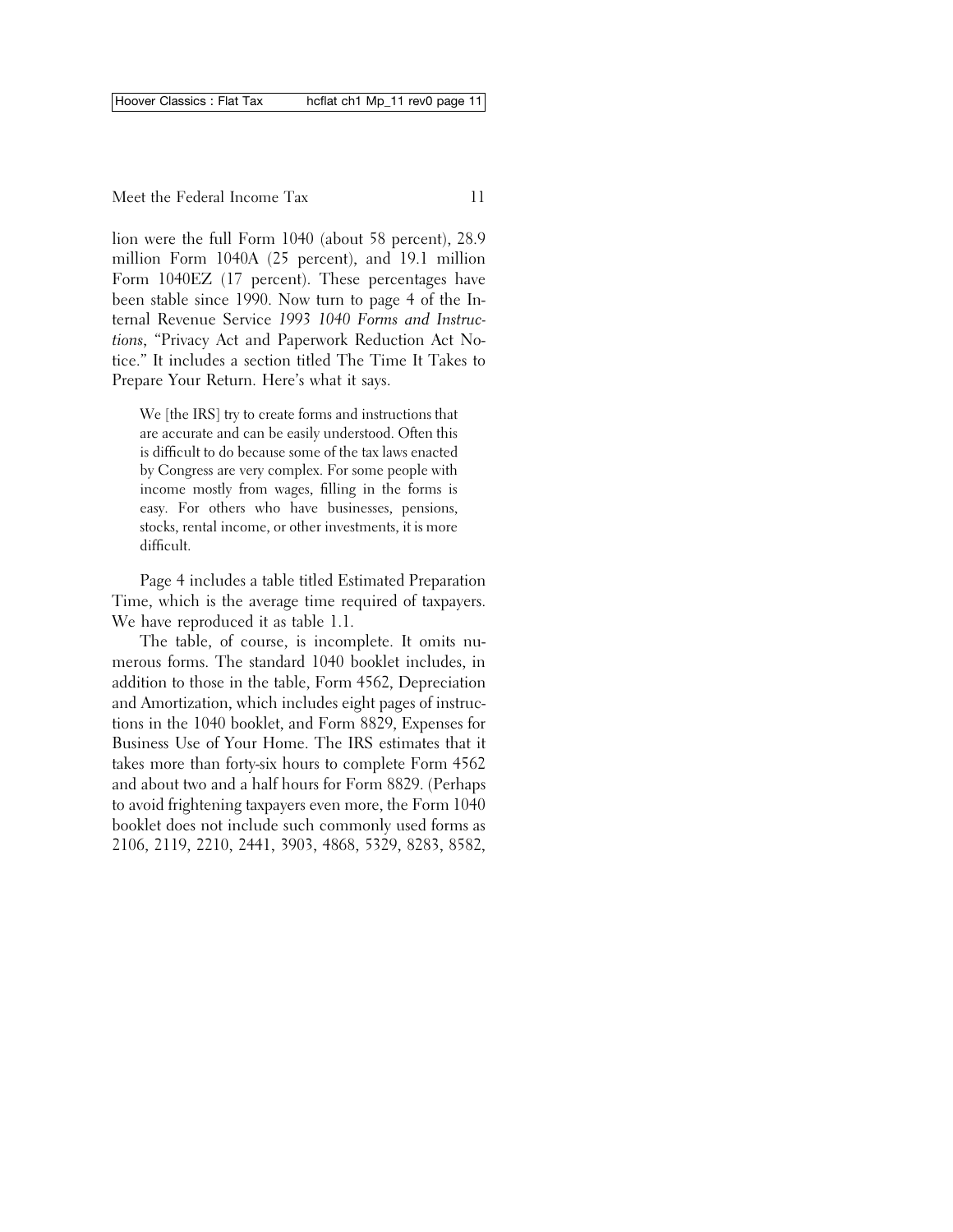lion were the full Form 1040 (about 58 percent), 28.9 million Form 1040A (25 percent), and 19.1 million Form 1040EZ (17 percent). These percentages have been stable since 1990. Now turn to page 4 of the Internal Revenue Service *1993 1040 Forms and Instructions*, "Privacy Act and Paperwork Reduction Act Notice." It includes a section titled The Time It Takes to Prepare Your Return. Here's what it says.

> We [the IRS] try to create forms and instructions that are accurate and can be easily understood. Often this is difficult to do because some of the tax laws enacted by Congress are very complex. For some people with income mostly from wages, filling in the forms is easy. For others who have businesses, pensions, stocks, rental income, or other investments, it is more difficult.

Page 4 includes a table titled Estimated Preparation Time, which is the average time required of taxpayers. We have reproduced it as table 1.1.

The table, of course, is incomplete. It omits numerous forms. The standard 1040 booklet includes, in addition to those in the table, Form 4562, Depreciation and Amortization, which includes eight pages of instructions in the 1040 booklet, and Form 8829, Expenses for Business Use of Your Home. The IRS estimates that it takes more than forty-six hours to complete Form 4562 and about two and a half hours for Form 8829. (Perhaps to avoid frightening taxpayers even more, the Form 1040 booklet does not include such commonly used forms as 2106, 2119, 2210, 2441, 3903, 4868, 5329, 8283, 8582,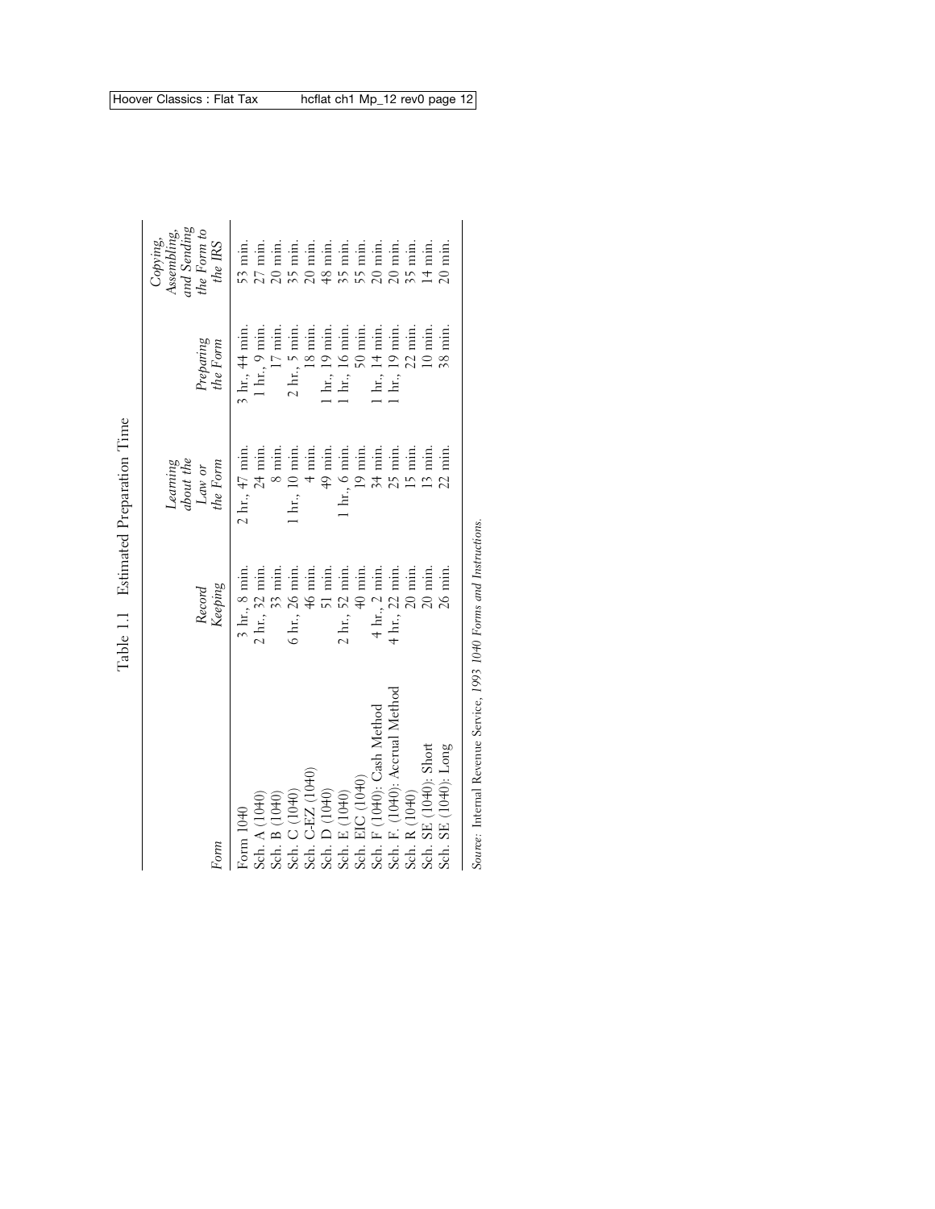Table 1.1 Estimated Preparation Time

| *Form* | *Record Keeping* | *Learning about the Law or the Form* | *Preparing the Form* | *Copying, Assembling, and Sending the Form to the IRS* |
|---|---|---|---|---|
| Form 1040 | 3 hr., 8 min. | 2 hr., 47 min. | 3 hr., 44 min. | 53 min. |
| Sch. A (1040) | 2 hr., 32 min. | 24 min. | 1 hr., 9 min. | 27 min. |
| Sch. B (1040) | 33 min. | 8 min. | 17 min. | 20 min. |
| Sch. C (1040) | 6 hr., 26 min. | 1 hr., 10 min. | 2 hr., 5 min. | 35 min. |
| Sch. C-EZ (1040) | 46 min. | 4 min. | 18 min. | 20 min. |
| Sch. D (1040) | 51 min. | 49 min. | 1 hr., 19 min. | 48 min. |
| Sch. E (1040) | 2 hr., 52 min. | 1 hr., 6 min. | 1 hr., 16 min. | 35 min. |
| Sch. EIC (1040) | 40 min. | 19 min. | 50 min. | 55 min. |
| Sch. F (1040): Cash Method | 4 hr., 2 min. | 34 min. | 1 hr., 14 min. | 20 min. |
| Sch. F. (1040): Accrual Method | 4 hr., 22 min. | 25 min. | 1 hr., 19 min. | 20 min. |
| Sch. R (1040) | 20 min. | 15 min. | 22 min. | 35 min. |
| Sch. SE (1040): Short | 20 min. | 13 min. | 10 min. | 14 min. |
| Sch. SE (1040): Long | 26 min. | 22 min. | 38 min. | 20 min. |

*Source:* Internal Revenue Service, *1993 1040 Forms and Instructions.*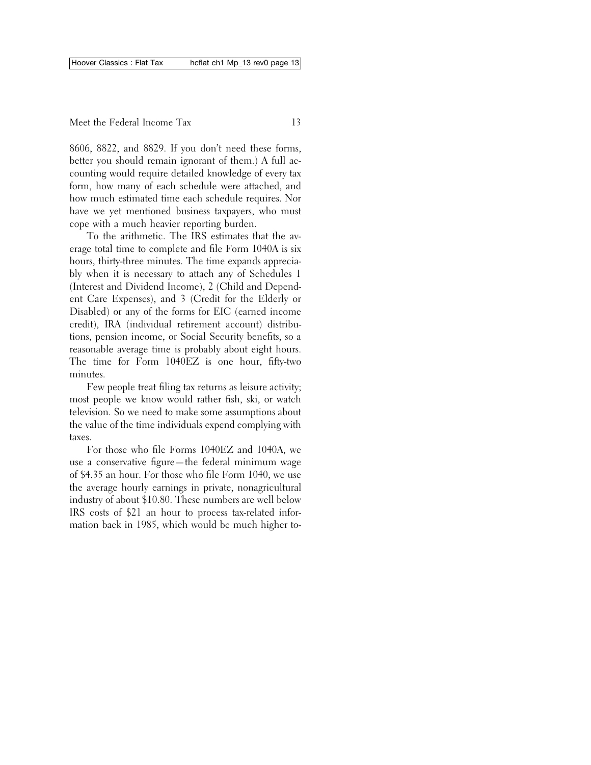8606, 8822, and 8829. If you don't need these forms, better you should remain ignorant of them.) A full accounting would require detailed knowledge of every tax form, how many of each schedule were attached, and how much estimated time each schedule requires. Nor have we yet mentioned business taxpayers, who must cope with a much heavier reporting burden.

To the arithmetic. The IRS estimates that the average total time to complete and file Form 1040A is six hours, thirty-three minutes. The time expands appreciably when it is necessary to attach any of Schedules 1 (Interest and Dividend Income), 2 (Child and Dependent Care Expenses), and 3 (Credit for the Elderly or Disabled) or any of the forms for EIC (earned income credit), IRA (individual retirement account) distributions, pension income, or Social Security benefits, so a reasonable average time is probably about eight hours. The time for Form 1040EZ is one hour, fifty-two minutes.

Few people treat filing tax returns as leisure activity; most people we know would rather fish, ski, or watch television. So we need to make some assumptions about the value of the time individuals expend complying with taxes.

For those who file Forms 1040EZ and 1040A, we use a conservative figure—the federal minimum wage of $4.35 an hour. For those who file Form 1040, we use the average hourly earnings in private, nonagricultural industry of about $10.80. These numbers are well below IRS costs of $21 an hour to process tax-related information back in 1985, which would be much higher to-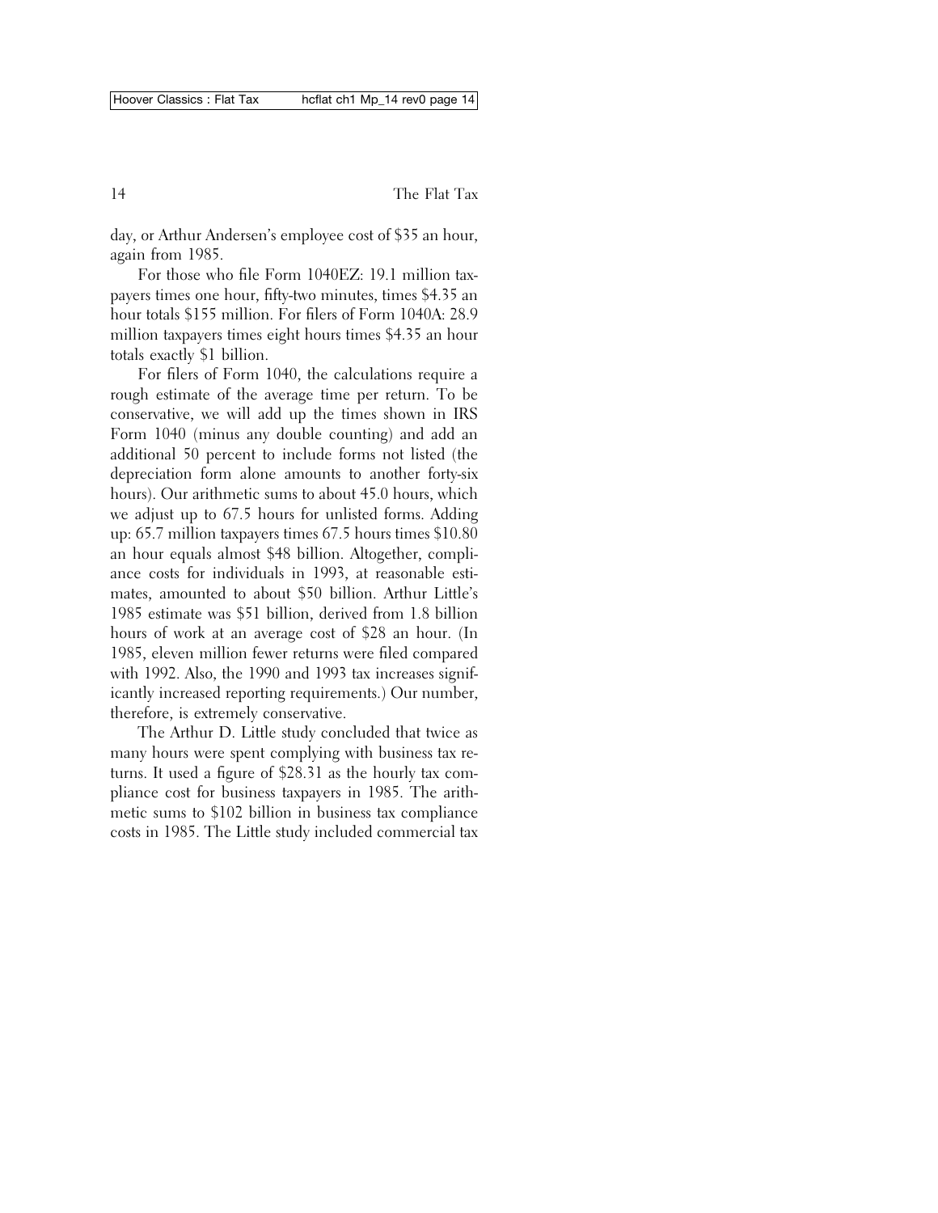day, or Arthur Andersen's employee cost of $35 an hour, again from 1985.

For those who file Form 1040EZ: 19.1 million taxpayers times one hour, fifty-two minutes, times $4.35 an hour totals $155 million. For filers of Form 1040A: 28.9 million taxpayers times eight hours times $4.35 an hour totals exactly $1 billion.

For filers of Form 1040, the calculations require a rough estimate of the average time per return. To be conservative, we will add up the times shown in IRS Form 1040 (minus any double counting) and add an additional 50 percent to include forms not listed (the depreciation form alone amounts to another forty-six hours). Our arithmetic sums to about 45.0 hours, which we adjust up to 67.5 hours for unlisted forms. Adding up: 65.7 million taxpayers times 67.5 hours times $10.80 an hour equals almost $48 billion. Altogether, compliance costs for individuals in 1993, at reasonable estimates, amounted to about $50 billion. Arthur Little's 1985 estimate was $51 billion, derived from 1.8 billion hours of work at an average cost of $28 an hour. (In 1985, eleven million fewer returns were filed compared with 1992. Also, the 1990 and 1993 tax increases significantly increased reporting requirements.) Our number, therefore, is extremely conservative.

The Arthur D. Little study concluded that twice as many hours were spent complying with business tax returns. It used a figure of $28.31 as the hourly tax compliance cost for business taxpayers in 1985. The arithmetic sums to $102 billion in business tax compliance costs in 1985. The Little study included commercial tax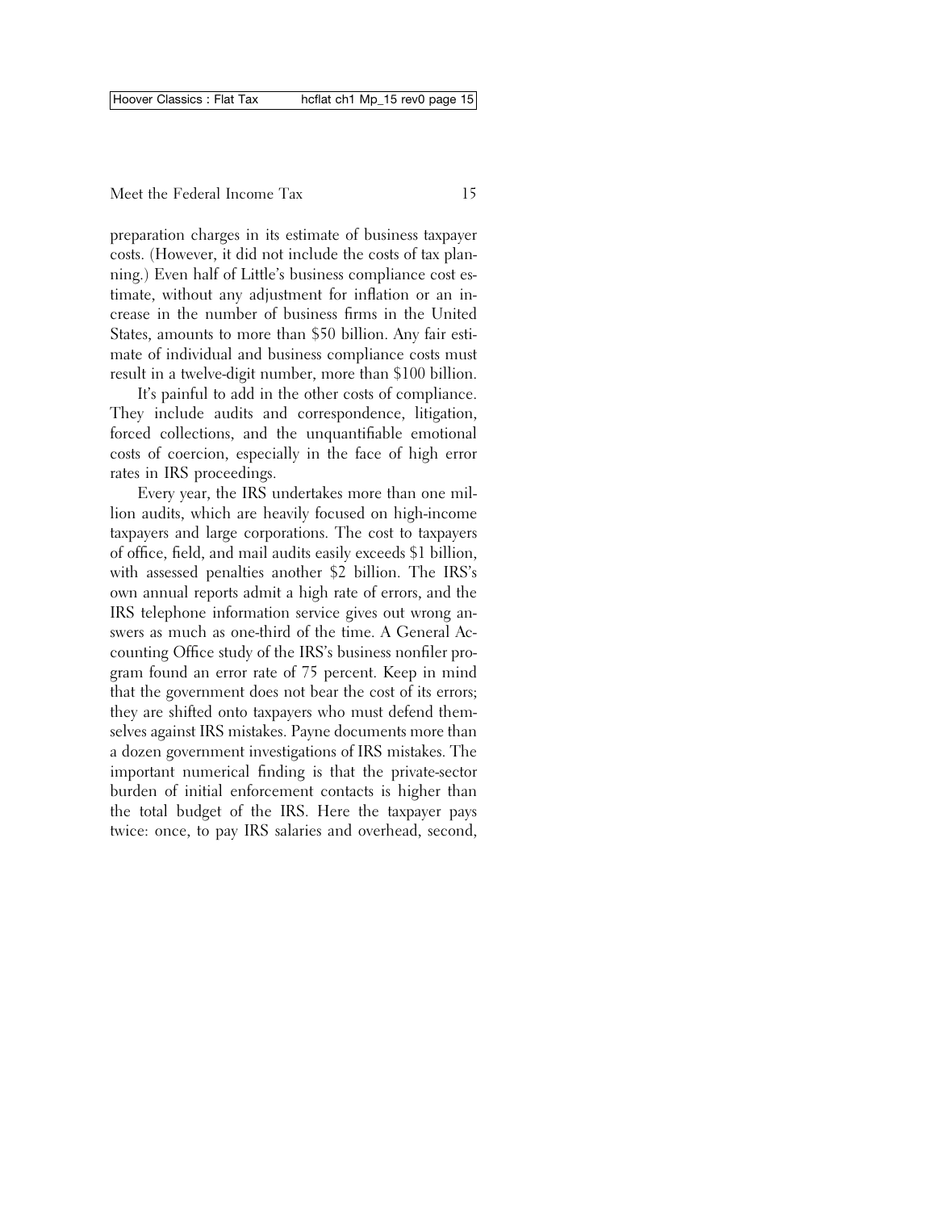preparation charges in its estimate of business taxpayer costs. (However, it did not include the costs of tax planning.) Even half of Little's business compliance cost estimate, without any adjustment for inflation or an increase in the number of business firms in the United States, amounts to more than $50 billion. Any fair estimate of individual and business compliance costs must result in a twelve-digit number, more than $100 billion.

It's painful to add in the other costs of compliance. They include audits and correspondence, litigation, forced collections, and the unquantifiable emotional costs of coercion, especially in the face of high error rates in IRS proceedings.

Every year, the IRS undertakes more than one million audits, which are heavily focused on high-income taxpayers and large corporations. The cost to taxpayers of office, field, and mail audits easily exceeds $1 billion, with assessed penalties another $2 billion. The IRS's own annual reports admit a high rate of errors, and the IRS telephone information service gives out wrong answers as much as one-third of the time. A General Accounting Office study of the IRS's business nonfiler program found an error rate of 75 percent. Keep in mind that the government does not bear the cost of its errors; they are shifted onto taxpayers who must defend themselves against IRS mistakes. Payne documents more than a dozen government investigations of IRS mistakes. The important numerical finding is that the private-sector burden of initial enforcement contacts is higher than the total budget of the IRS. Here the taxpayer pays twice: once, to pay IRS salaries and overhead, second,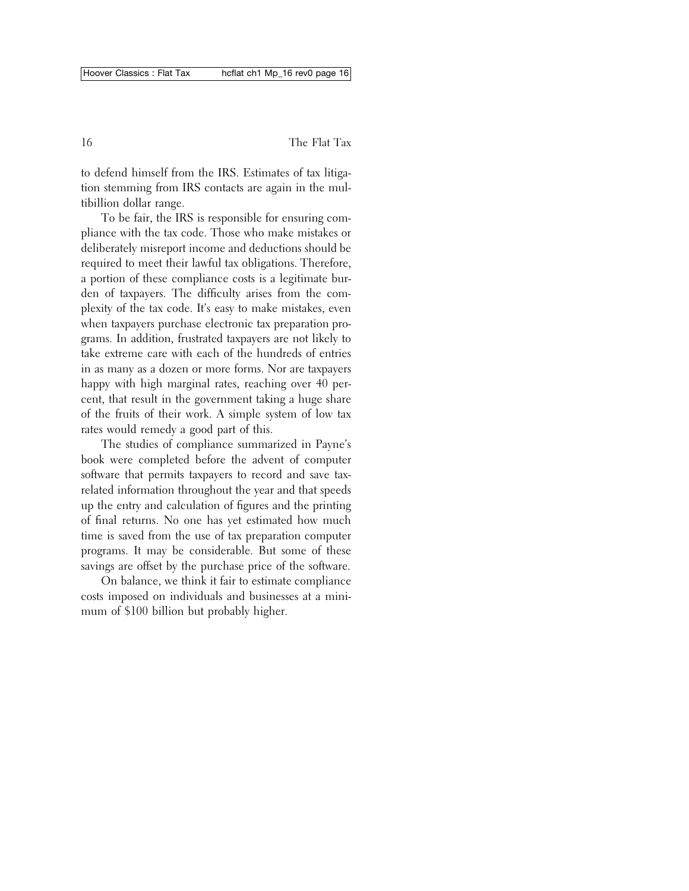to defend himself from the IRS. Estimates of tax litigation stemming from IRS contacts are again in the multibillion dollar range.

To be fair, the IRS is responsible for ensuring compliance with the tax code. Those who make mistakes or deliberately misreport income and deductions should be required to meet their lawful tax obligations. Therefore, a portion of these compliance costs is a legitimate burden of taxpayers. The difficulty arises from the complexity of the tax code. It's easy to make mistakes, even when taxpayers purchase electronic tax preparation programs. In addition, frustrated taxpayers are not likely to take extreme care with each of the hundreds of entries in as many as a dozen or more forms. Nor are taxpayers happy with high marginal rates, reaching over 40 percent, that result in the government taking a huge share of the fruits of their work. A simple system of low tax rates would remedy a good part of this.

The studies of compliance summarized in Payne's book were completed before the advent of computer software that permits taxpayers to record and save tax-related information throughout the year and that speeds up the entry and calculation of figures and the printing of final returns. No one has yet estimated how much time is saved from the use of tax preparation computer programs. It may be considerable. But some of these savings are offset by the purchase price of the software.

On balance, we think it fair to estimate compliance costs imposed on individuals and businesses at a minimum of $100 billion but probably higher.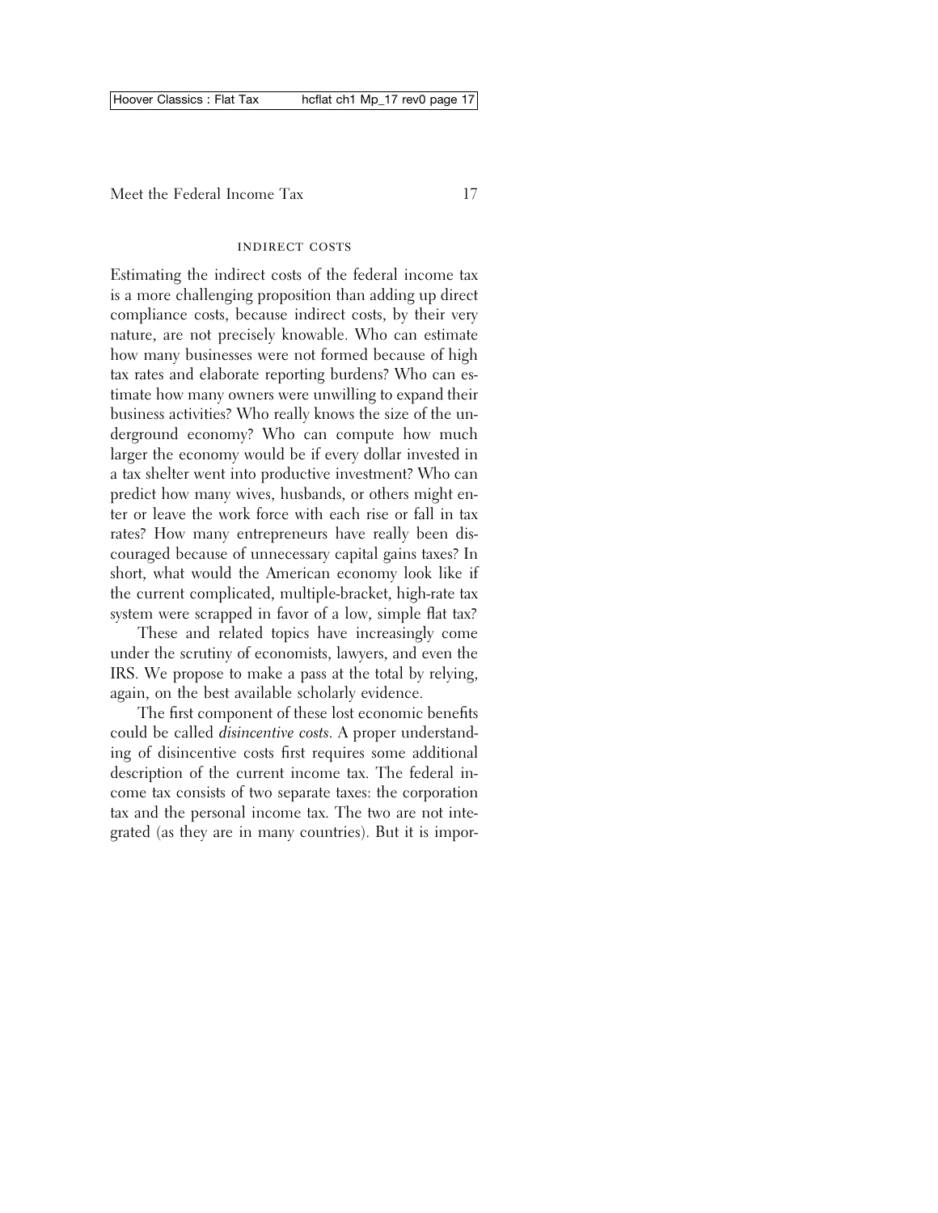## INDIRECT COSTS

Estimating the indirect costs of the federal income tax is a more challenging proposition than adding up direct compliance costs, because indirect costs, by their very nature, are not precisely knowable. Who can estimate how many businesses were not formed because of high tax rates and elaborate reporting burdens? Who can estimate how many owners were unwilling to expand their business activities? Who really knows the size of the underground economy? Who can compute how much larger the economy would be if every dollar invested in a tax shelter went into productive investment? Who can predict how many wives, husbands, or others might enter or leave the work force with each rise or fall in tax rates? How many entrepreneurs have really been discouraged because of unnecessary capital gains taxes? In short, what would the American economy look like if the current complicated, multiple-bracket, high-rate tax system were scrapped in favor of a low, simple flat tax?

These and related topics have increasingly come under the scrutiny of economists, lawyers, and even the IRS. We propose to make a pass at the total by relying, again, on the best available scholarly evidence.

The first component of these lost economic benefits could be called *disincentive costs*. A proper understanding of disincentive costs first requires some additional description of the current income tax. The federal income tax consists of two separate taxes: the corporation tax and the personal income tax. The two are not integrated (as they are in many countries). But it is impor-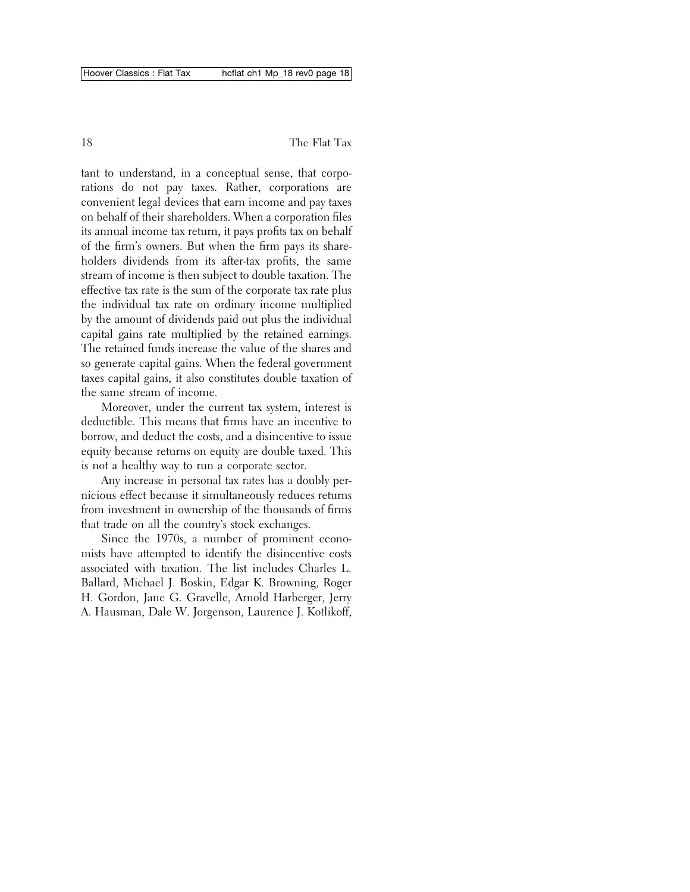tant to understand, in a conceptual sense, that corporations do not pay taxes. Rather, corporations are convenient legal devices that earn income and pay taxes on behalf of their shareholders. When a corporation files its annual income tax return, it pays profits tax on behalf of the firm's owners. But when the firm pays its shareholders dividends from its after-tax profits, the same stream of income is then subject to double taxation. The effective tax rate is the sum of the corporate tax rate plus the individual tax rate on ordinary income multiplied by the amount of dividends paid out plus the individual capital gains rate multiplied by the retained earnings. The retained funds increase the value of the shares and so generate capital gains. When the federal government taxes capital gains, it also constitutes double taxation of the same stream of income.

Moreover, under the current tax system, interest is deductible. This means that firms have an incentive to borrow, and deduct the costs, and a disincentive to issue equity because returns on equity are double taxed. This is not a healthy way to run a corporate sector.

Any increase in personal tax rates has a doubly pernicious effect because it simultaneously reduces returns from investment in ownership of the thousands of firms that trade on all the country's stock exchanges.

Since the 1970s, a number of prominent economists have attempted to identify the disincentive costs associated with taxation. The list includes Charles L. Ballard, Michael J. Boskin, Edgar K. Browning, Roger H. Gordon, Jane G. Gravelle, Arnold Harberger, Jerry A. Hausman, Dale W. Jorgenson, Laurence J. Kotlikoff,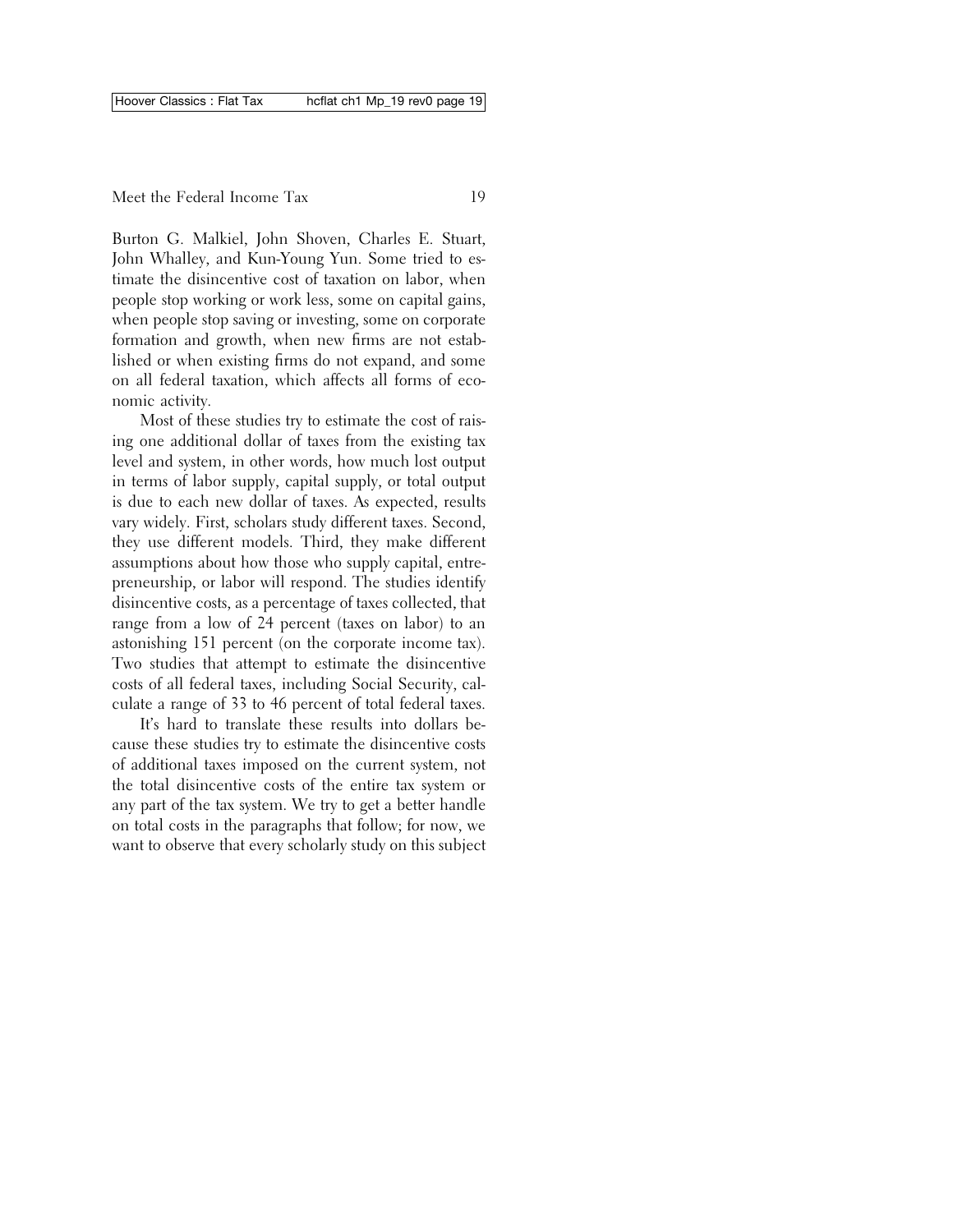Burton G. Malkiel, John Shoven, Charles E. Stuart, John Whalley, and Kun-Young Yun. Some tried to estimate the disincentive cost of taxation on labor, when people stop working or work less, some on capital gains, when people stop saving or investing, some on corporate formation and growth, when new firms are not established or when existing firms do not expand, and some on all federal taxation, which affects all forms of economic activity.

Most of these studies try to estimate the cost of raising one additional dollar of taxes from the existing tax level and system, in other words, how much lost output in terms of labor supply, capital supply, or total output is due to each new dollar of taxes. As expected, results vary widely. First, scholars study different taxes. Second, they use different models. Third, they make different assumptions about how those who supply capital, entrepreneurship, or labor will respond. The studies identify disincentive costs, as a percentage of taxes collected, that range from a low of 24 percent (taxes on labor) to an astonishing 151 percent (on the corporate income tax). Two studies that attempt to estimate the disincentive costs of all federal taxes, including Social Security, calculate a range of 33 to 46 percent of total federal taxes.

It's hard to translate these results into dollars because these studies try to estimate the disincentive costs of additional taxes imposed on the current system, not the total disincentive costs of the entire tax system or any part of the tax system. We try to get a better handle on total costs in the paragraphs that follow; for now, we want to observe that every scholarly study on this subject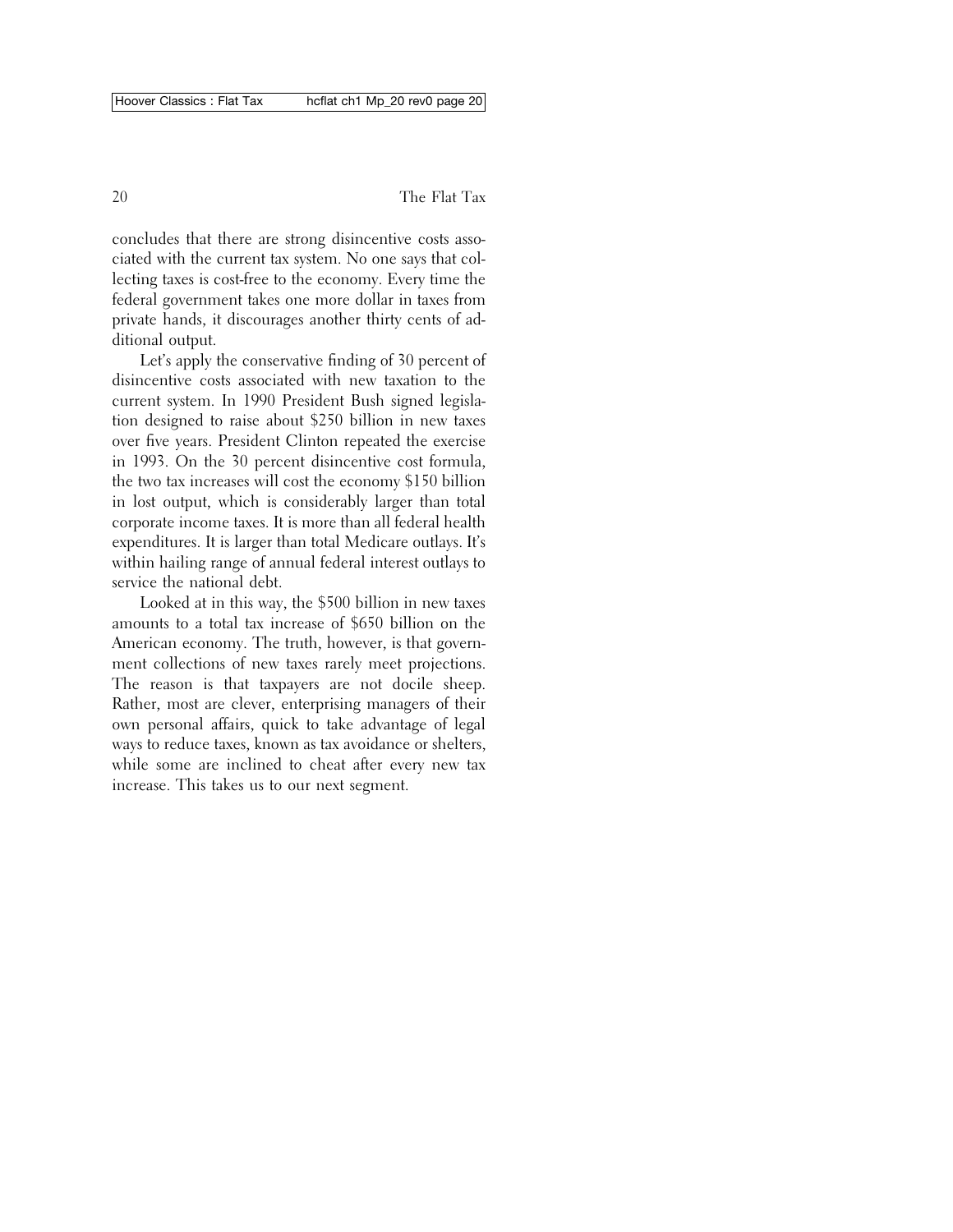concludes that there are strong disincentive costs associated with the current tax system. No one says that collecting taxes is cost-free to the economy. Every time the federal government takes one more dollar in taxes from private hands, it discourages another thirty cents of additional output.

Let's apply the conservative finding of 30 percent of disincentive costs associated with new taxation to the current system. In 1990 President Bush signed legislation designed to raise about $250 billion in new taxes over five years. President Clinton repeated the exercise in 1993. On the 30 percent disincentive cost formula, the two tax increases will cost the economy $150 billion in lost output, which is considerably larger than total corporate income taxes. It is more than all federal health expenditures. It is larger than total Medicare outlays. It's within hailing range of annual federal interest outlays to service the national debt.

Looked at in this way, the $500 billion in new taxes amounts to a total tax increase of $650 billion on the American economy. The truth, however, is that government collections of new taxes rarely meet projections. The reason is that taxpayers are not docile sheep. Rather, most are clever, enterprising managers of their own personal affairs, quick to take advantage of legal ways to reduce taxes, known as tax avoidance or shelters, while some are inclined to cheat after every new tax increase. This takes us to our next segment.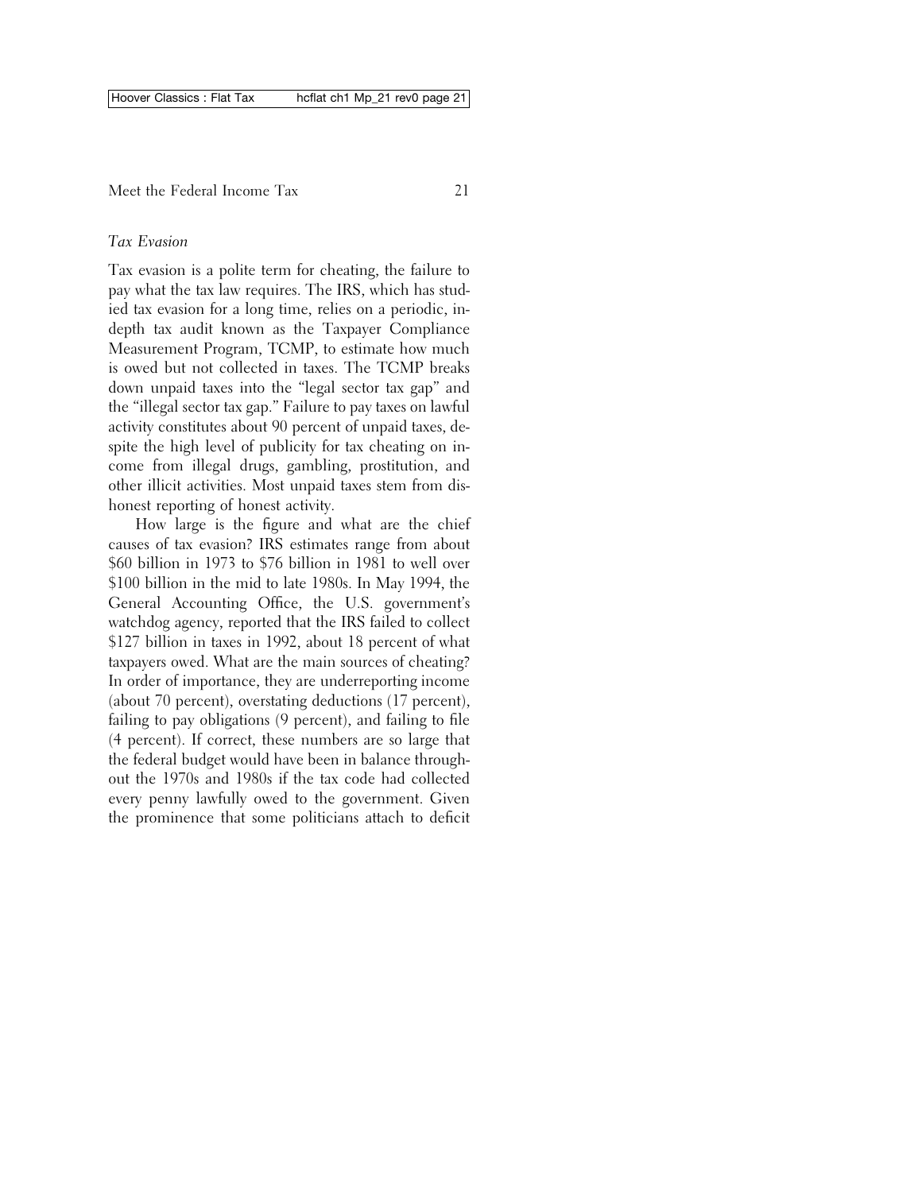*Tax Evasion*

Tax evasion is a polite term for cheating, the failure to pay what the tax law requires. The IRS, which has studied tax evasion for a long time, relies on a periodic, in-depth tax audit known as the Taxpayer Compliance Measurement Program, TCMP, to estimate how much is owed but not collected in taxes. The TCMP breaks down unpaid taxes into the "legal sector tax gap" and the "illegal sector tax gap." Failure to pay taxes on lawful activity constitutes about 90 percent of unpaid taxes, despite the high level of publicity for tax cheating on income from illegal drugs, gambling, prostitution, and other illicit activities. Most unpaid taxes stem from dishonest reporting of honest activity.

How large is the figure and what are the chief causes of tax evasion? IRS estimates range from about $60 billion in 1973 to $76 billion in 1981 to well over $100 billion in the mid to late 1980s. In May 1994, the General Accounting Office, the U.S. government's watchdog agency, reported that the IRS failed to collect $127 billion in taxes in 1992, about 18 percent of what taxpayers owed. What are the main sources of cheating? In order of importance, they are underreporting income (about 70 percent), overstating deductions (17 percent), failing to pay obligations (9 percent), and failing to file (4 percent). If correct, these numbers are so large that the federal budget would have been in balance throughout the 1970s and 1980s if the tax code had collected every penny lawfully owed to the government. Given the prominence that some politicians attach to deficit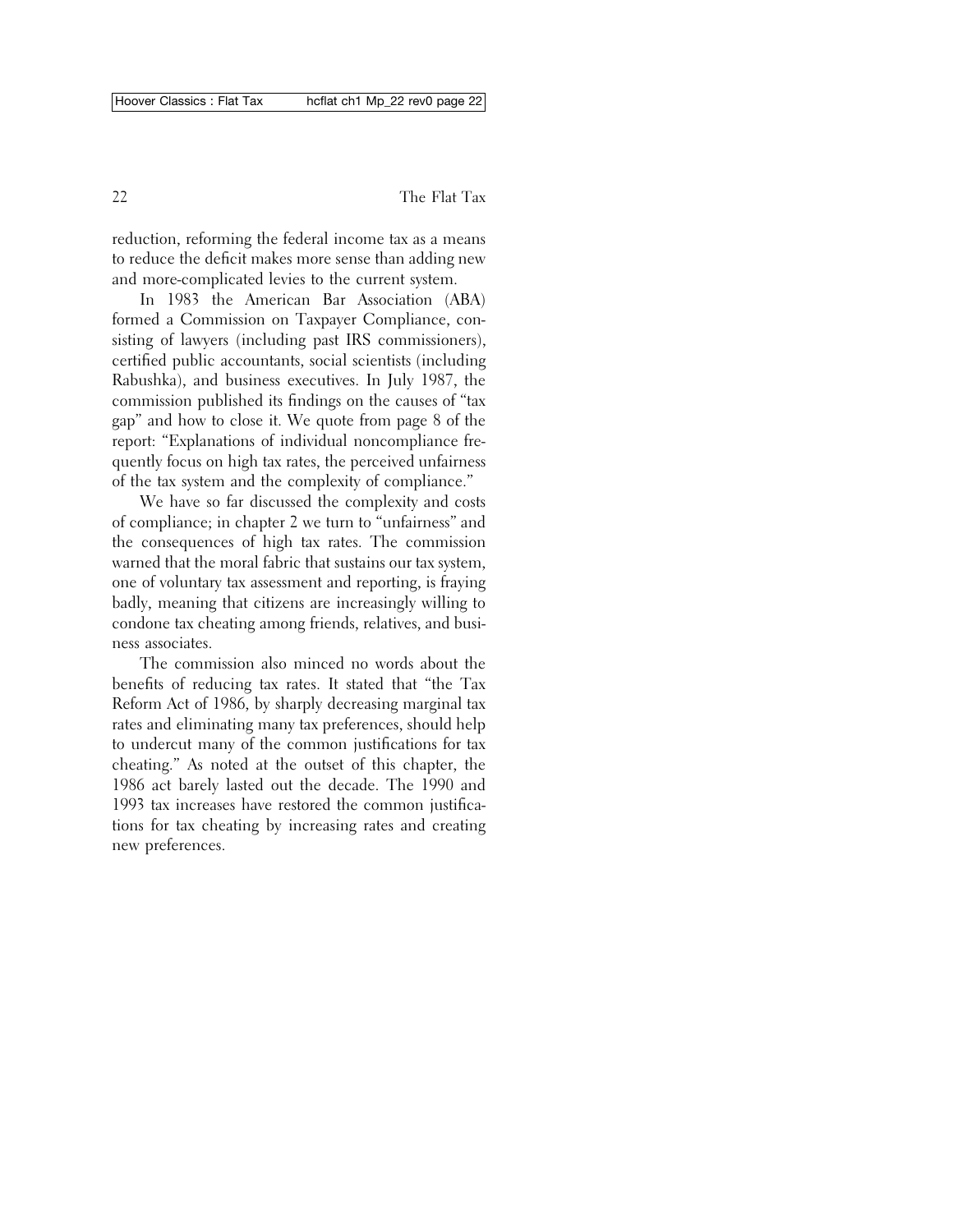reduction, reforming the federal income tax as a means to reduce the deficit makes more sense than adding new and more-complicated levies to the current system.

In 1983 the American Bar Association (ABA) formed a Commission on Taxpayer Compliance, consisting of lawyers (including past IRS commissioners), certified public accountants, social scientists (including Rabushka), and business executives. In July 1987, the commission published its findings on the causes of "tax gap" and how to close it. We quote from page 8 of the report: "Explanations of individual noncompliance frequently focus on high tax rates, the perceived unfairness of the tax system and the complexity of compliance."

We have so far discussed the complexity and costs of compliance; in chapter 2 we turn to "unfairness" and the consequences of high tax rates. The commission warned that the moral fabric that sustains our tax system, one of voluntary tax assessment and reporting, is fraying badly, meaning that citizens are increasingly willing to condone tax cheating among friends, relatives, and business associates.

The commission also minced no words about the benefits of reducing tax rates. It stated that "the Tax Reform Act of 1986, by sharply decreasing marginal tax rates and eliminating many tax preferences, should help to undercut many of the common justifications for tax cheating." As noted at the outset of this chapter, the 1986 act barely lasted out the decade. The 1990 and 1993 tax increases have restored the common justifications for tax cheating by increasing rates and creating new preferences.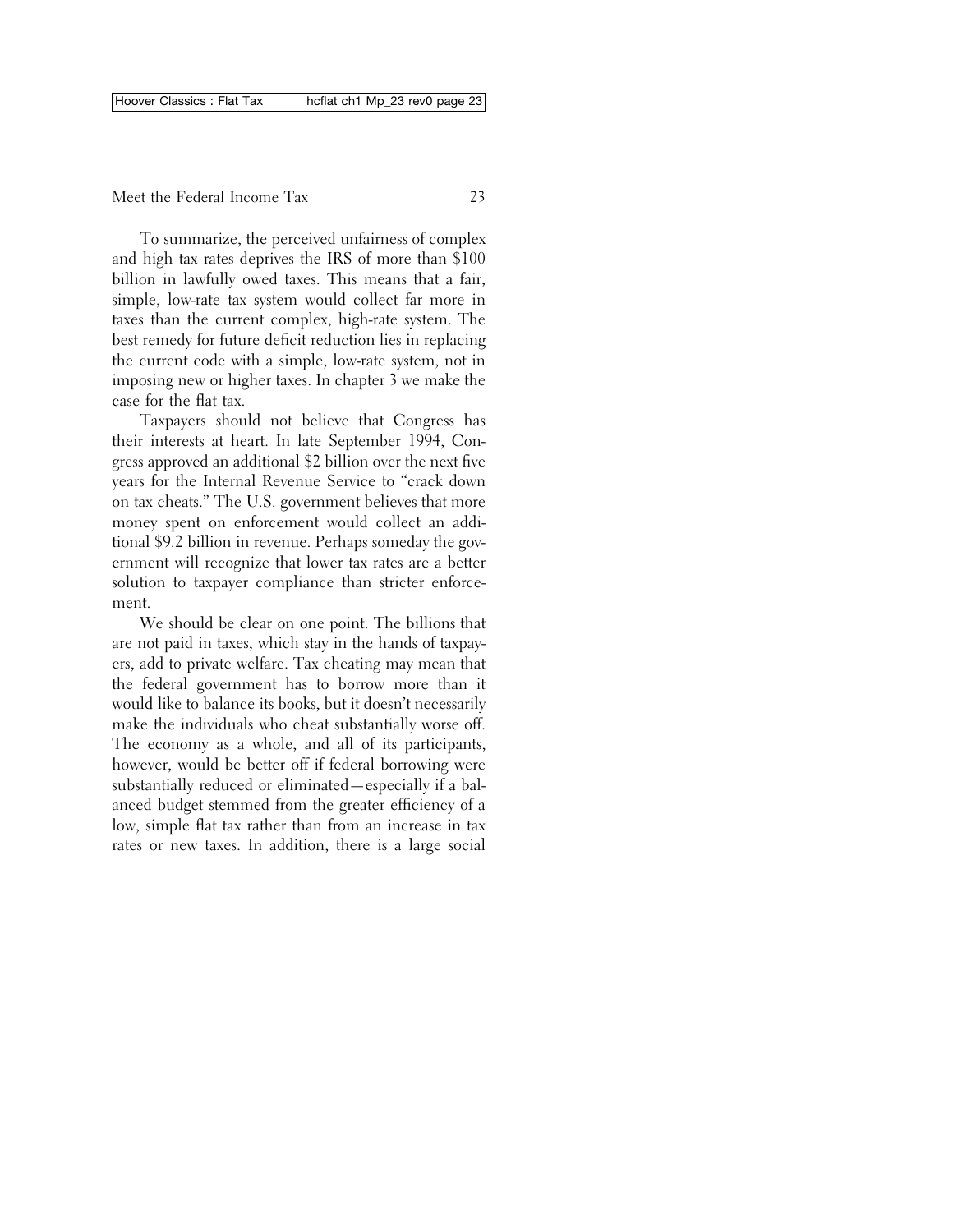To summarize, the perceived unfairness of complex and high tax rates deprives the IRS of more than $100 billion in lawfully owed taxes. This means that a fair, simple, low-rate tax system would collect far more in taxes than the current complex, high-rate system. The best remedy for future deficit reduction lies in replacing the current code with a simple, low-rate system, not in imposing new or higher taxes. In chapter 3 we make the case for the flat tax.

Taxpayers should not believe that Congress has their interests at heart. In late September 1994, Congress approved an additional $2 billion over the next five years for the Internal Revenue Service to "crack down on tax cheats." The U.S. government believes that more money spent on enforcement would collect an additional $9.2 billion in revenue. Perhaps someday the government will recognize that lower tax rates are a better solution to taxpayer compliance than stricter enforcement.

We should be clear on one point. The billions that are not paid in taxes, which stay in the hands of taxpayers, add to private welfare. Tax cheating may mean that the federal government has to borrow more than it would like to balance its books, but it doesn't necessarily make the individuals who cheat substantially worse off. The economy as a whole, and all of its participants, however, would be better off if federal borrowing were substantially reduced or eliminated—especially if a balanced budget stemmed from the greater efficiency of a low, simple flat tax rather than from an increase in tax rates or new taxes. In addition, there is a large social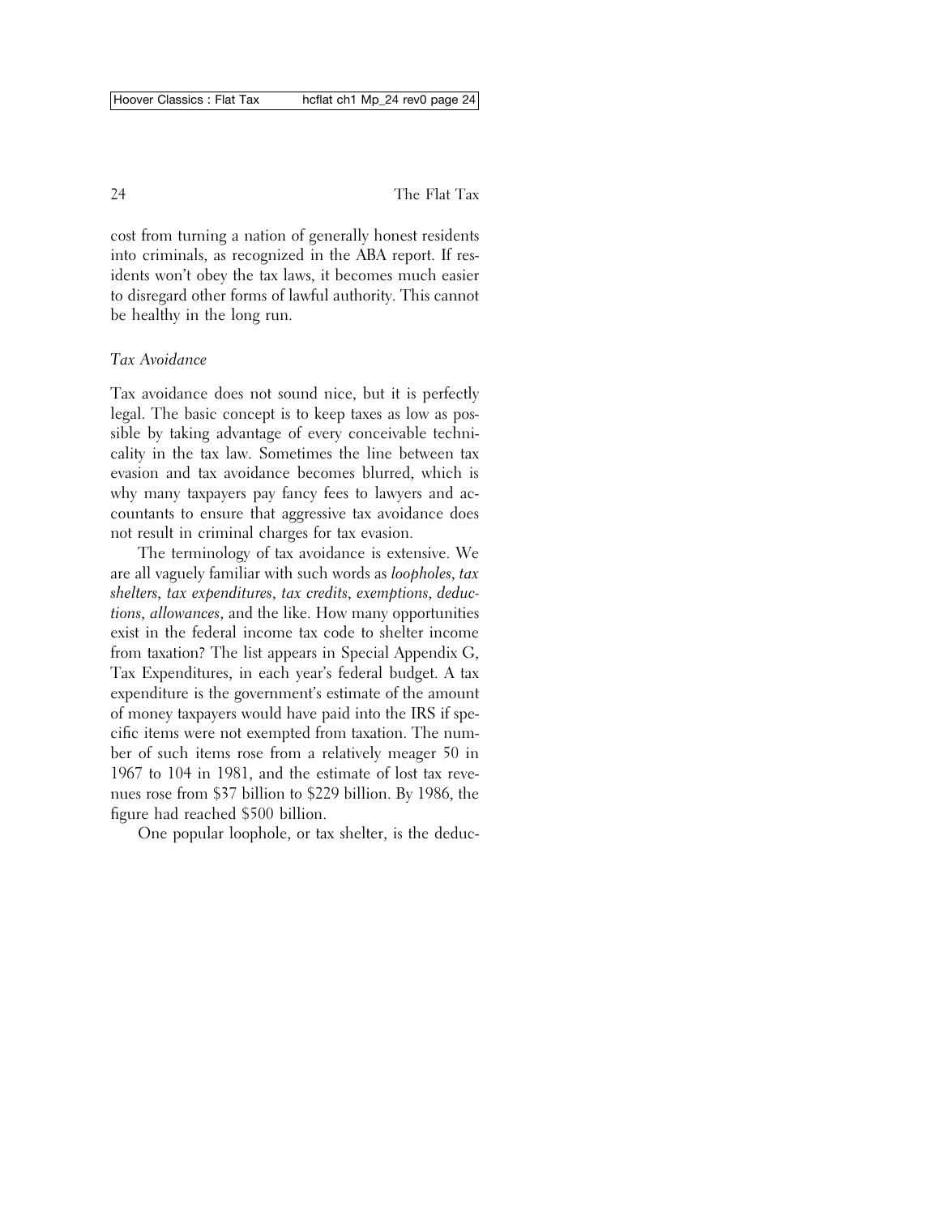cost from turning a nation of generally honest residents into criminals, as recognized in the ABA report. If residents won't obey the tax laws, it becomes much easier to disregard other forms of lawful authority. This cannot be healthy in the long run.

### *Tax Avoidance*

Tax avoidance does not sound nice, but it is perfectly legal. The basic concept is to keep taxes as low as possible by taking advantage of every conceivable technicality in the tax law. Sometimes the line between tax evasion and tax avoidance becomes blurred, which is why many taxpayers pay fancy fees to lawyers and accountants to ensure that aggressive tax avoidance does not result in criminal charges for tax evasion.

The terminology of tax avoidance is extensive. We are all vaguely familiar with such words as *loopholes*, *tax shelters*, *tax expenditures*, *tax credits*, *exemptions*, *deductions*, *allowances*, and the like. How many opportunities exist in the federal income tax code to shelter income from taxation? The list appears in Special Appendix G, Tax Expenditures, in each year's federal budget. A tax expenditure is the government's estimate of the amount of money taxpayers would have paid into the IRS if specific items were not exempted from taxation. The number of such items rose from a relatively meager 50 in 1967 to 104 in 1981, and the estimate of lost tax revenues rose from $37 billion to $229 billion. By 1986, the figure had reached $500 billion.

One popular loophole, or tax shelter, is the deduc-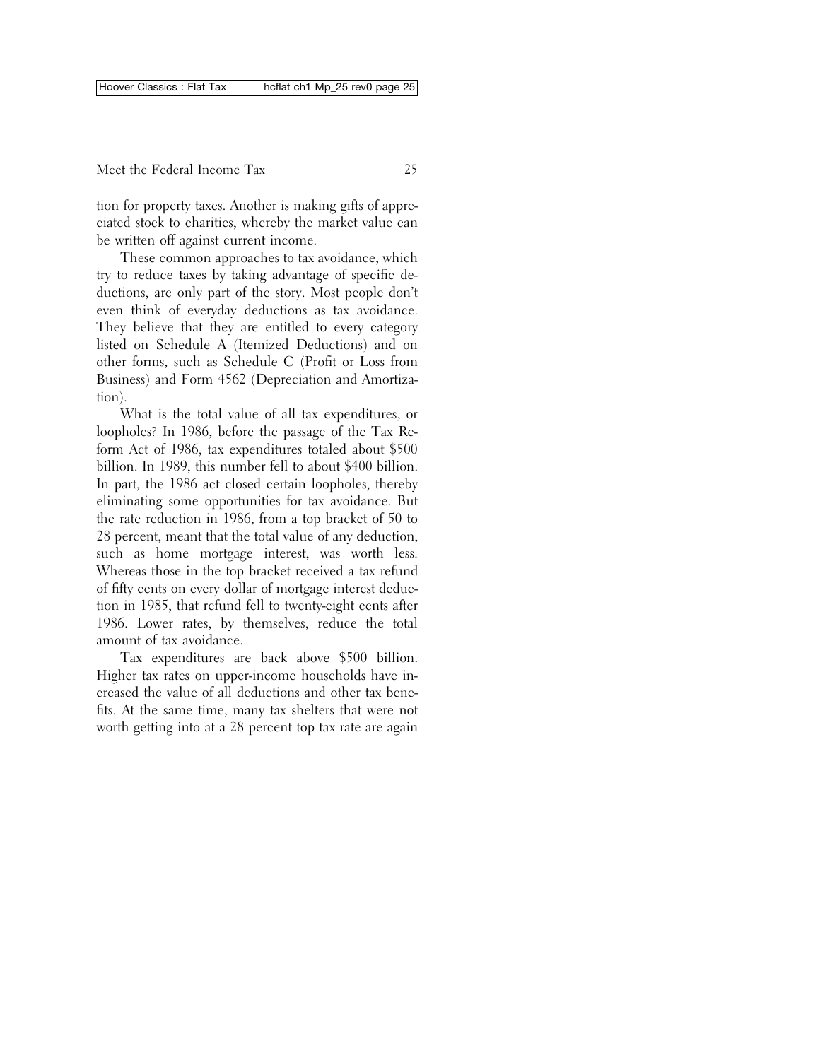tion for property taxes. Another is making gifts of appreciated stock to charities, whereby the market value can be written off against current income.

These common approaches to tax avoidance, which try to reduce taxes by taking advantage of specific deductions, are only part of the story. Most people don't even think of everyday deductions as tax avoidance. They believe that they are entitled to every category listed on Schedule A (Itemized Deductions) and on other forms, such as Schedule C (Profit or Loss from Business) and Form 4562 (Depreciation and Amortization).

What is the total value of all tax expenditures, or loopholes? In 1986, before the passage of the Tax Reform Act of 1986, tax expenditures totaled about $500 billion. In 1989, this number fell to about $400 billion. In part, the 1986 act closed certain loopholes, thereby eliminating some opportunities for tax avoidance. But the rate reduction in 1986, from a top bracket of 50 to 28 percent, meant that the total value of any deduction, such as home mortgage interest, was worth less. Whereas those in the top bracket received a tax refund of fifty cents on every dollar of mortgage interest deduction in 1985, that refund fell to twenty-eight cents after 1986. Lower rates, by themselves, reduce the total amount of tax avoidance.

Tax expenditures are back above $500 billion. Higher tax rates on upper-income households have increased the value of all deductions and other tax benefits. At the same time, many tax shelters that were not worth getting into at a 28 percent top tax rate are again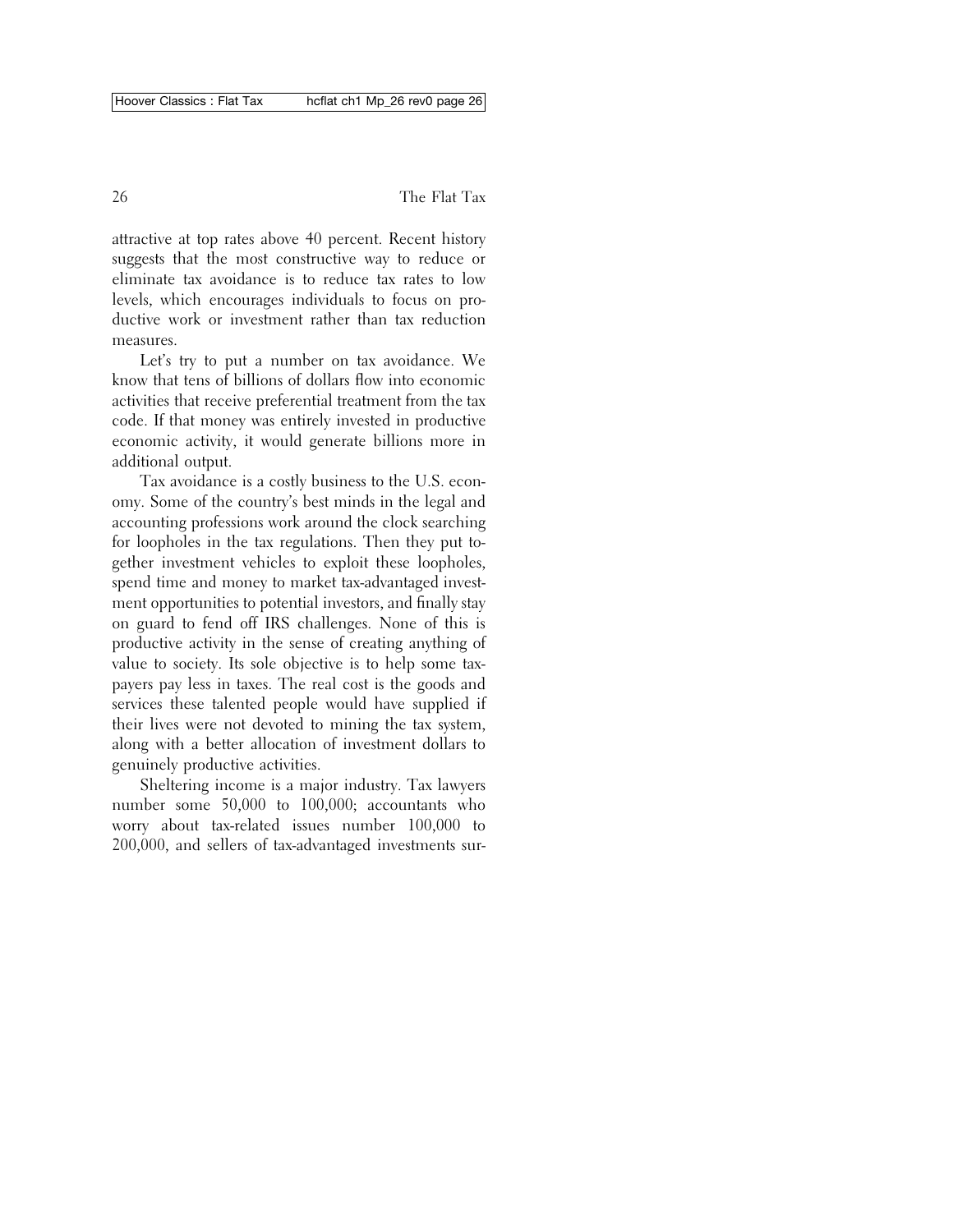attractive at top rates above 40 percent. Recent history suggests that the most constructive way to reduce or eliminate tax avoidance is to reduce tax rates to low levels, which encourages individuals to focus on productive work or investment rather than tax reduction measures.

Let's try to put a number on tax avoidance. We know that tens of billions of dollars flow into economic activities that receive preferential treatment from the tax code. If that money was entirely invested in productive economic activity, it would generate billions more in additional output.

Tax avoidance is a costly business to the U.S. economy. Some of the country's best minds in the legal and accounting professions work around the clock searching for loopholes in the tax regulations. Then they put together investment vehicles to exploit these loopholes, spend time and money to market tax-advantaged investment opportunities to potential investors, and finally stay on guard to fend off IRS challenges. None of this is productive activity in the sense of creating anything of value to society. Its sole objective is to help some taxpayers pay less in taxes. The real cost is the goods and services these talented people would have supplied if their lives were not devoted to mining the tax system, along with a better allocation of investment dollars to genuinely productive activities.

Sheltering income is a major industry. Tax lawyers number some 50,000 to 100,000; accountants who worry about tax-related issues number 100,000 to 200,000, and sellers of tax-advantaged investments sur-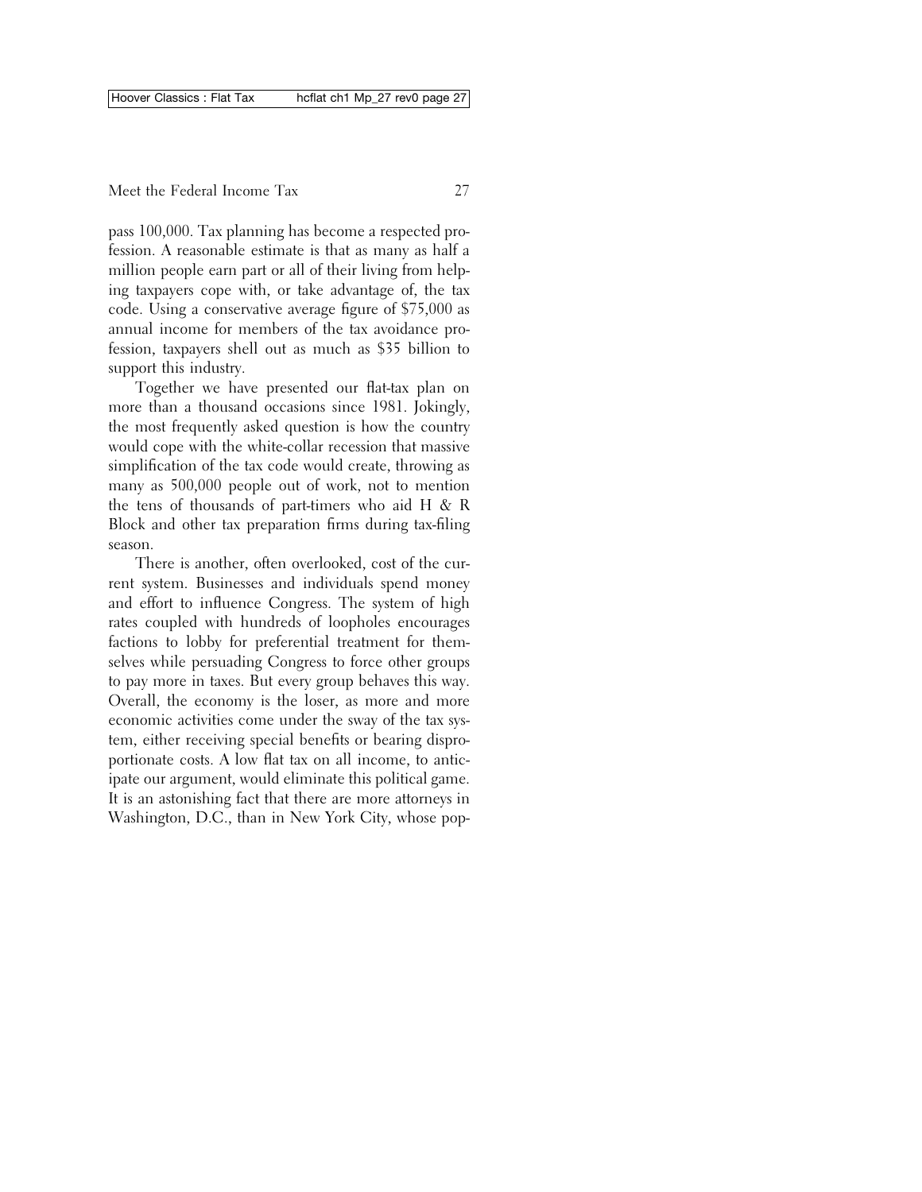pass 100,000. Tax planning has become a respected profession. A reasonable estimate is that as many as half a million people earn part or all of their living from helping taxpayers cope with, or take advantage of, the tax code. Using a conservative average figure of $75,000 as annual income for members of the tax avoidance profession, taxpayers shell out as much as $35 billion to support this industry.

Together we have presented our flat-tax plan on more than a thousand occasions since 1981. Jokingly, the most frequently asked question is how the country would cope with the white-collar recession that massive simplification of the tax code would create, throwing as many as 500,000 people out of work, not to mention the tens of thousands of part-timers who aid H & R Block and other tax preparation firms during tax-filing season.

There is another, often overlooked, cost of the current system. Businesses and individuals spend money and effort to influence Congress. The system of high rates coupled with hundreds of loopholes encourages factions to lobby for preferential treatment for themselves while persuading Congress to force other groups to pay more in taxes. But every group behaves this way. Overall, the economy is the loser, as more and more economic activities come under the sway of the tax system, either receiving special benefits or bearing disproportionate costs. A low flat tax on all income, to anticipate our argument, would eliminate this political game. It is an astonishing fact that there are more attorneys in Washington, D.C., than in New York City, whose pop-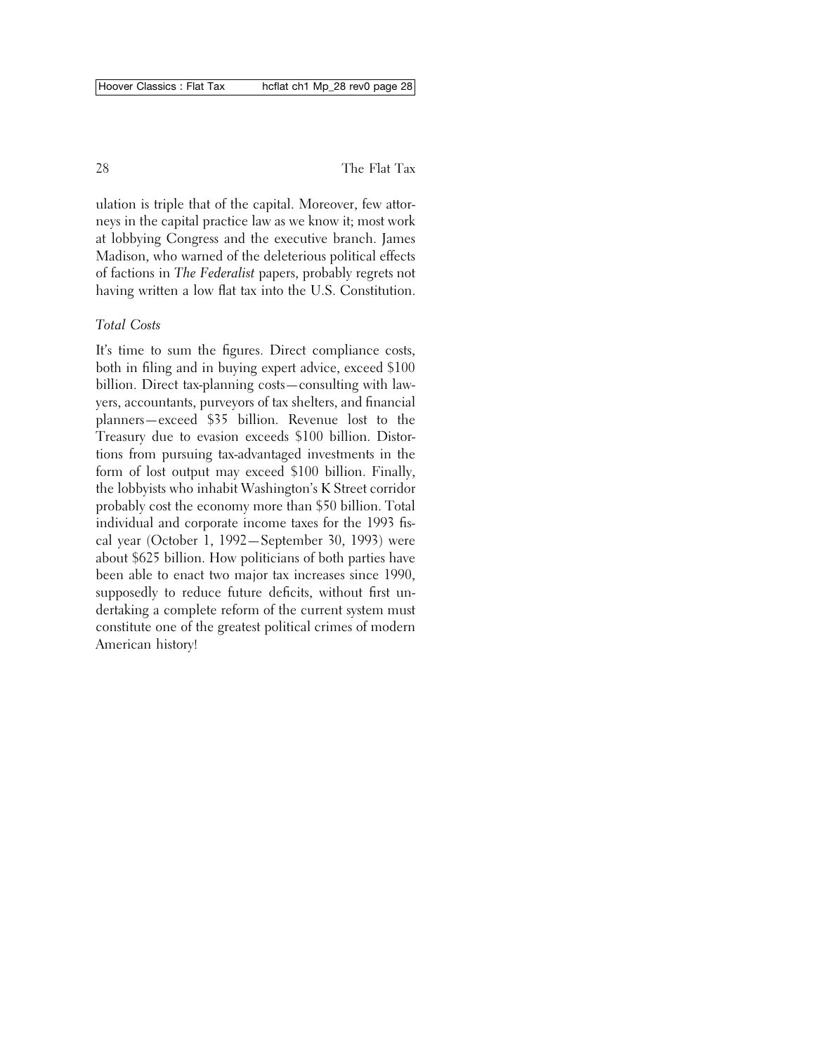ulation is triple that of the capital. Moreover, few attorneys in the capital practice law as we know it; most work at lobbying Congress and the executive branch. James Madison, who warned of the deleterious political effects of factions in *The Federalist* papers, probably regrets not having written a low flat tax into the U.S. Constitution.

### *Total Costs*

It's time to sum the figures. Direct compliance costs, both in filing and in buying expert advice, exceed $100 billion. Direct tax-planning costs—consulting with lawyers, accountants, purveyors of tax shelters, and financial planners—exceed $35 billion. Revenue lost to the Treasury due to evasion exceeds $100 billion. Distortions from pursuing tax-advantaged investments in the form of lost output may exceed $100 billion. Finally, the lobbyists who inhabit Washington's K Street corridor probably cost the economy more than $50 billion. Total individual and corporate income taxes for the 1993 fiscal year (October 1, 1992—September 30, 1993) were about $625 billion. How politicians of both parties have been able to enact two major tax increases since 1990, supposedly to reduce future deficits, without first undertaking a complete reform of the current system must constitute one of the greatest political crimes of modern American history!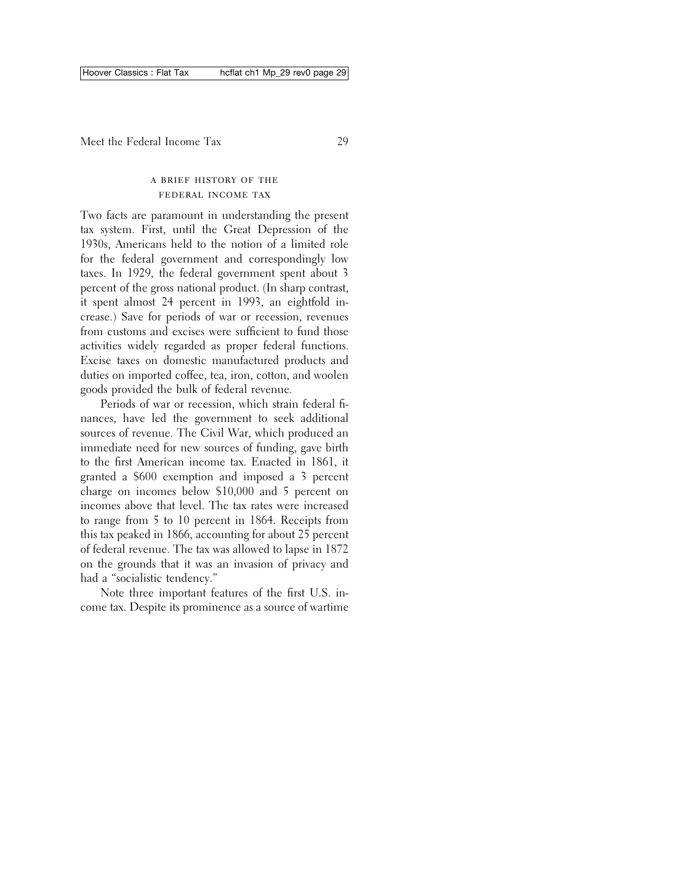## A BRIEF HISTORY OF THE FEDERAL INCOME TAX

Two facts are paramount in understanding the present tax system. First, until the Great Depression of the 1930s, Americans held to the notion of a limited role for the federal government and correspondingly low taxes. In 1929, the federal government spent about 3 percent of the gross national product. (In sharp contrast, it spent almost 24 percent in 1993, an eightfold increase.) Save for periods of war or recession, revenues from customs and excises were sufficient to fund those activities widely regarded as proper federal functions. Excise taxes on domestic manufactured products and duties on imported coffee, tea, iron, cotton, and woolen goods provided the bulk of federal revenue.

Periods of war or recession, which strain federal finances, have led the government to seek additional sources of revenue. The Civil War, which produced an immediate need for new sources of funding, gave birth to the first American income tax. Enacted in 1861, it granted a $600 exemption and imposed a 3 percent charge on incomes below $10,000 and 5 percent on incomes above that level. The tax rates were increased to range from 5 to 10 percent in 1864. Receipts from this tax peaked in 1866, accounting for about 25 percent of federal revenue. The tax was allowed to lapse in 1872 on the grounds that it was an invasion of privacy and had a "socialistic tendency."

Note three important features of the first U.S. income tax. Despite its prominence as a source of wartime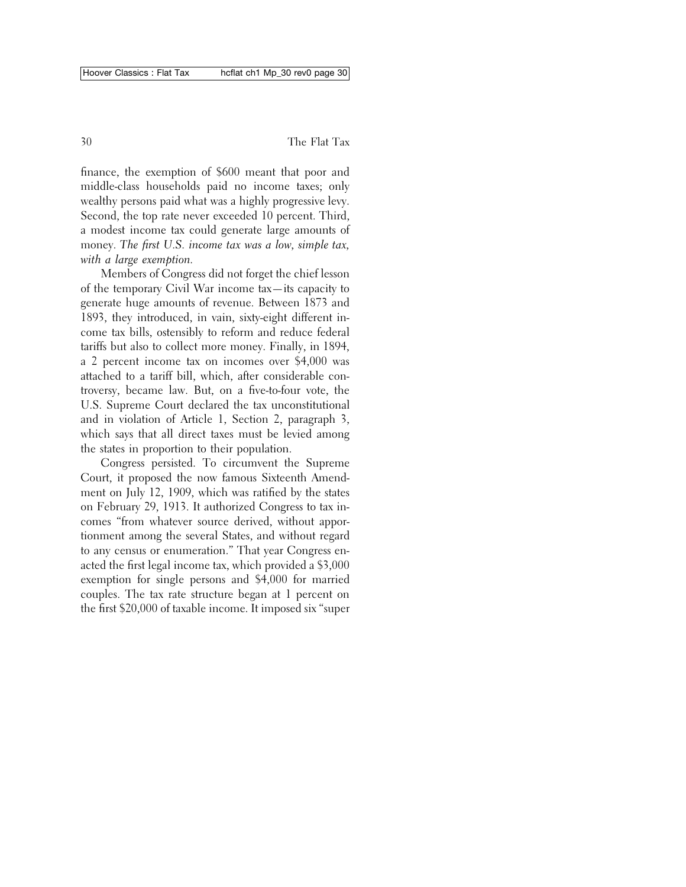finance, the exemption of $600 meant that poor and middle-class households paid no income taxes; only wealthy persons paid what was a highly progressive levy. Second, the top rate never exceeded 10 percent. Third, a modest income tax could generate large amounts of money. *The first U.S. income tax was a low, simple tax, with a large exemption.*

Members of Congress did not forget the chief lesson of the temporary Civil War income tax—its capacity to generate huge amounts of revenue. Between 1873 and 1893, they introduced, in vain, sixty-eight different income tax bills, ostensibly to reform and reduce federal tariffs but also to collect more money. Finally, in 1894, a 2 percent income tax on incomes over $4,000 was attached to a tariff bill, which, after considerable controversy, became law. But, on a five-to-four vote, the U.S. Supreme Court declared the tax unconstitutional and in violation of Article 1, Section 2, paragraph 3, which says that all direct taxes must be levied among the states in proportion to their population.

Congress persisted. To circumvent the Supreme Court, it proposed the now famous Sixteenth Amendment on July 12, 1909, which was ratified by the states on February 29, 1913. It authorized Congress to tax incomes "from whatever source derived, without apportionment among the several States, and without regard to any census or enumeration." That year Congress enacted the first legal income tax, which provided a $3,000 exemption for single persons and $4,000 for married couples. The tax rate structure began at 1 percent on the first $20,000 of taxable income. It imposed six "super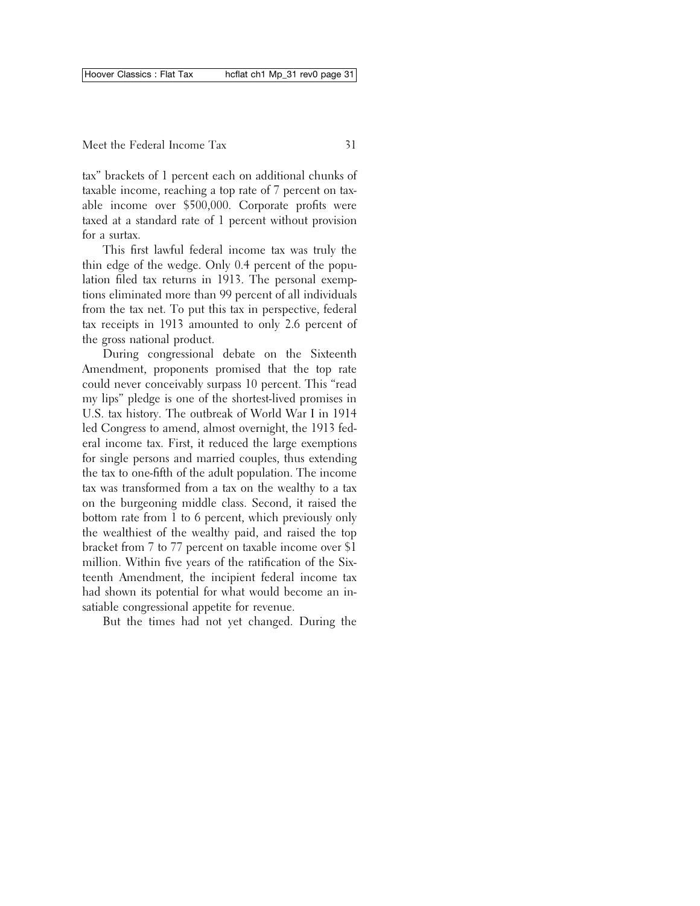tax" brackets of 1 percent each on additional chunks of taxable income, reaching a top rate of 7 percent on taxable income over $500,000. Corporate profits were taxed at a standard rate of 1 percent without provision for a surtax.

This first lawful federal income tax was truly the thin edge of the wedge. Only 0.4 percent of the population filed tax returns in 1913. The personal exemptions eliminated more than 99 percent of all individuals from the tax net. To put this tax in perspective, federal tax receipts in 1913 amounted to only 2.6 percent of the gross national product.

During congressional debate on the Sixteenth Amendment, proponents promised that the top rate could never conceivably surpass 10 percent. This "read my lips" pledge is one of the shortest-lived promises in U.S. tax history. The outbreak of World War I in 1914 led Congress to amend, almost overnight, the 1913 federal income tax. First, it reduced the large exemptions for single persons and married couples, thus extending the tax to one-fifth of the adult population. The income tax was transformed from a tax on the wealthy to a tax on the burgeoning middle class. Second, it raised the bottom rate from 1 to 6 percent, which previously only the wealthiest of the wealthy paid, and raised the top bracket from 7 to 77 percent on taxable income over $1 million. Within five years of the ratification of the Sixteenth Amendment, the incipient federal income tax had shown its potential for what would become an insatiable congressional appetite for revenue.

But the times had not yet changed. During the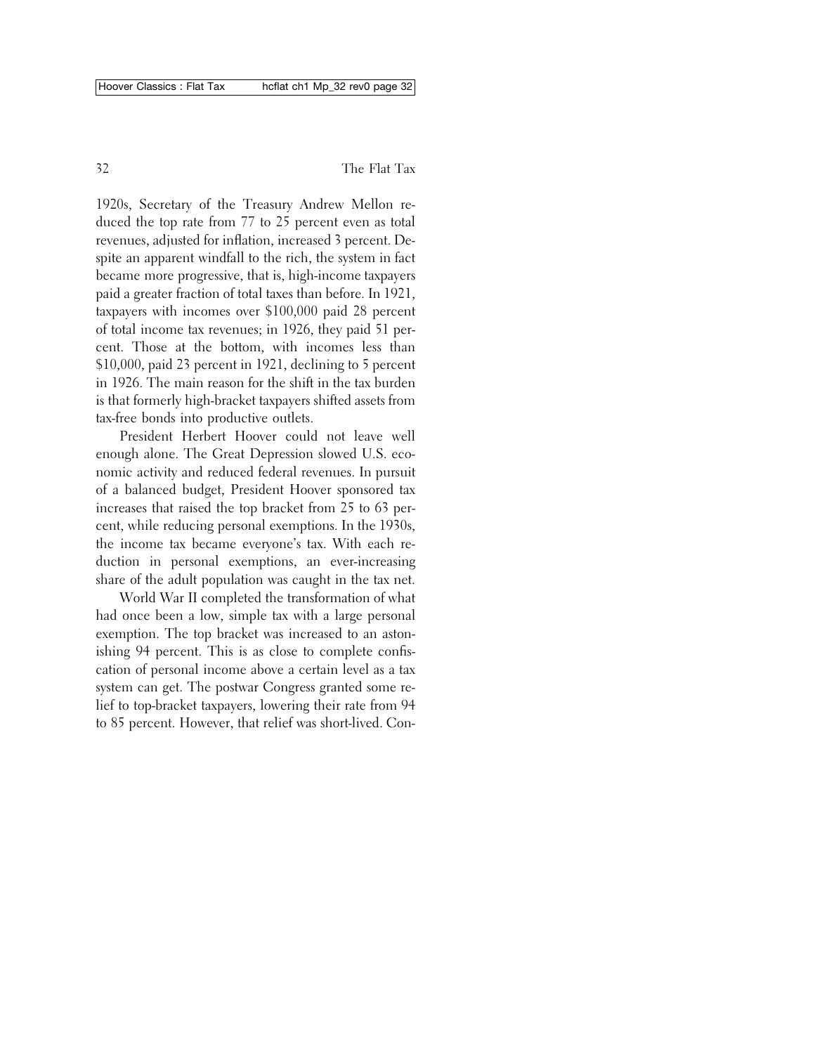1920s, Secretary of the Treasury Andrew Mellon reduced the top rate from 77 to 25 percent even as total revenues, adjusted for inflation, increased 3 percent. Despite an apparent windfall to the rich, the system in fact became more progressive, that is, high-income taxpayers paid a greater fraction of total taxes than before. In 1921, taxpayers with incomes over $100,000 paid 28 percent of total income tax revenues; in 1926, they paid 51 percent. Those at the bottom, with incomes less than $10,000, paid 23 percent in 1921, declining to 5 percent in 1926. The main reason for the shift in the tax burden is that formerly high-bracket taxpayers shifted assets from tax-free bonds into productive outlets.

President Herbert Hoover could not leave well enough alone. The Great Depression slowed U.S. economic activity and reduced federal revenues. In pursuit of a balanced budget, President Hoover sponsored tax increases that raised the top bracket from 25 to 63 percent, while reducing personal exemptions. In the 1930s, the income tax became everyone's tax. With each reduction in personal exemptions, an ever-increasing share of the adult population was caught in the tax net.

World War II completed the transformation of what had once been a low, simple tax with a large personal exemption. The top bracket was increased to an astonishing 94 percent. This is as close to complete confiscation of personal income above a certain level as a tax system can get. The postwar Congress granted some relief to top-bracket taxpayers, lowering their rate from 94 to 85 percent. However, that relief was short-lived. Con-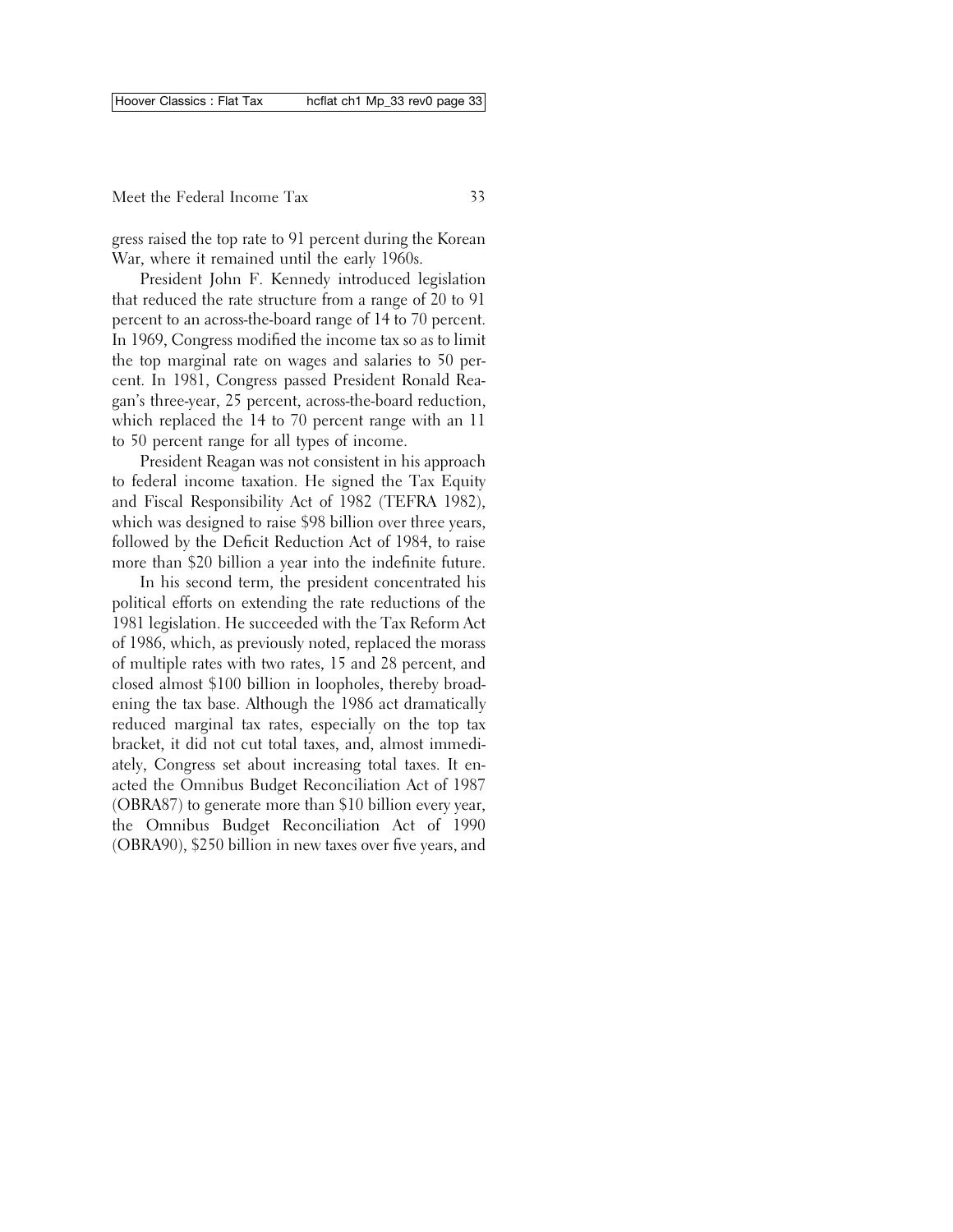gress raised the top rate to 91 percent during the Korean War, where it remained until the early 1960s.

President John F. Kennedy introduced legislation that reduced the rate structure from a range of 20 to 91 percent to an across-the-board range of 14 to 70 percent. In 1969, Congress modified the income tax so as to limit the top marginal rate on wages and salaries to 50 percent. In 1981, Congress passed President Ronald Reagan's three-year, 25 percent, across-the-board reduction, which replaced the 14 to 70 percent range with an 11 to 50 percent range for all types of income.

President Reagan was not consistent in his approach to federal income taxation. He signed the Tax Equity and Fiscal Responsibility Act of 1982 (TEFRA 1982), which was designed to raise $98 billion over three years, followed by the Deficit Reduction Act of 1984, to raise more than $20 billion a year into the indefinite future.

In his second term, the president concentrated his political efforts on extending the rate reductions of the 1981 legislation. He succeeded with the Tax Reform Act of 1986, which, as previously noted, replaced the morass of multiple rates with two rates, 15 and 28 percent, and closed almost $100 billion in loopholes, thereby broadening the tax base. Although the 1986 act dramatically reduced marginal tax rates, especially on the top tax bracket, it did not cut total taxes, and, almost immediately, Congress set about increasing total taxes. It enacted the Omnibus Budget Reconciliation Act of 1987 (OBRA87) to generate more than $10 billion every year, the Omnibus Budget Reconciliation Act of 1990 (OBRA90), $250 billion in new taxes over five years, and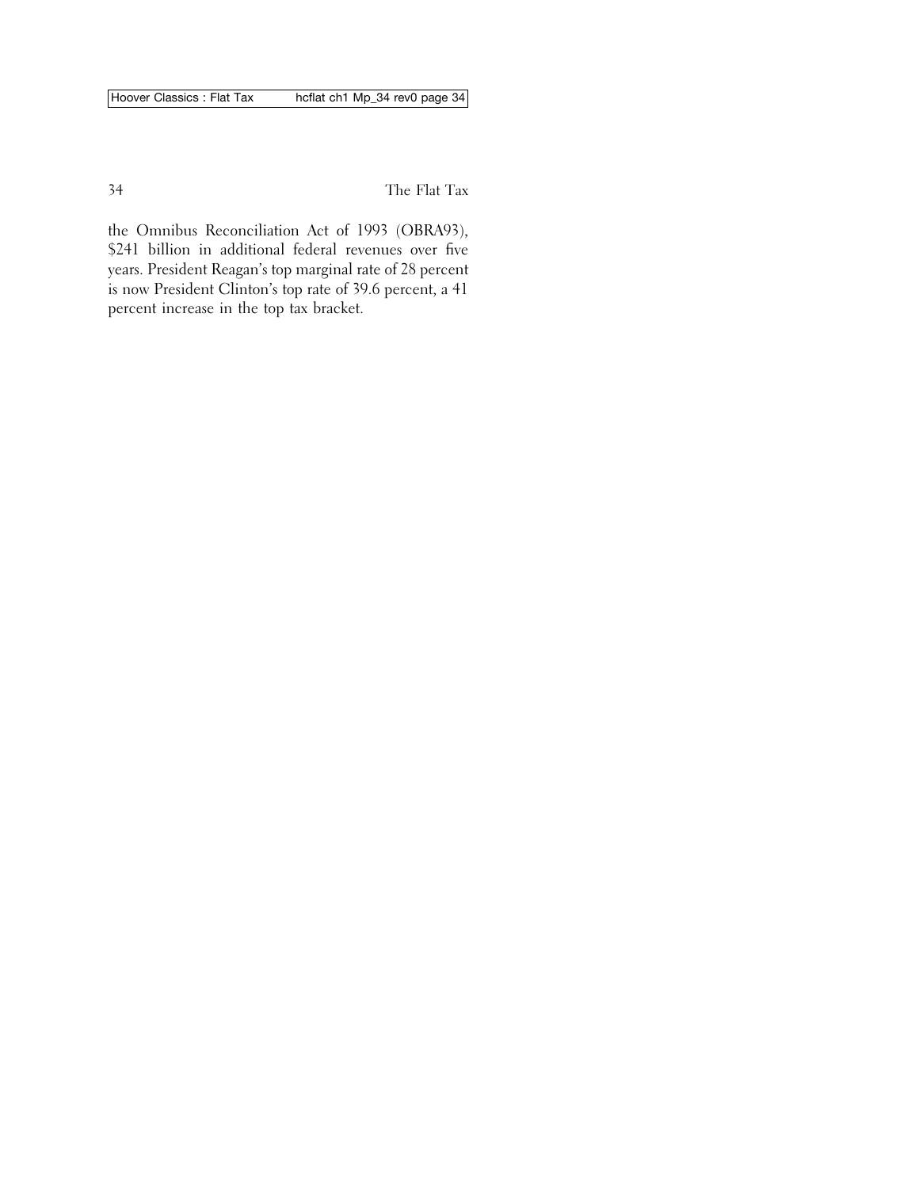the Omnibus Reconciliation Act of 1993 (OBRA93), $241 billion in additional federal revenues over five years. President Reagan's top marginal rate of 28 percent is now President Clinton's top rate of 39.6 percent, a 41 percent increase in the top tax bracket.